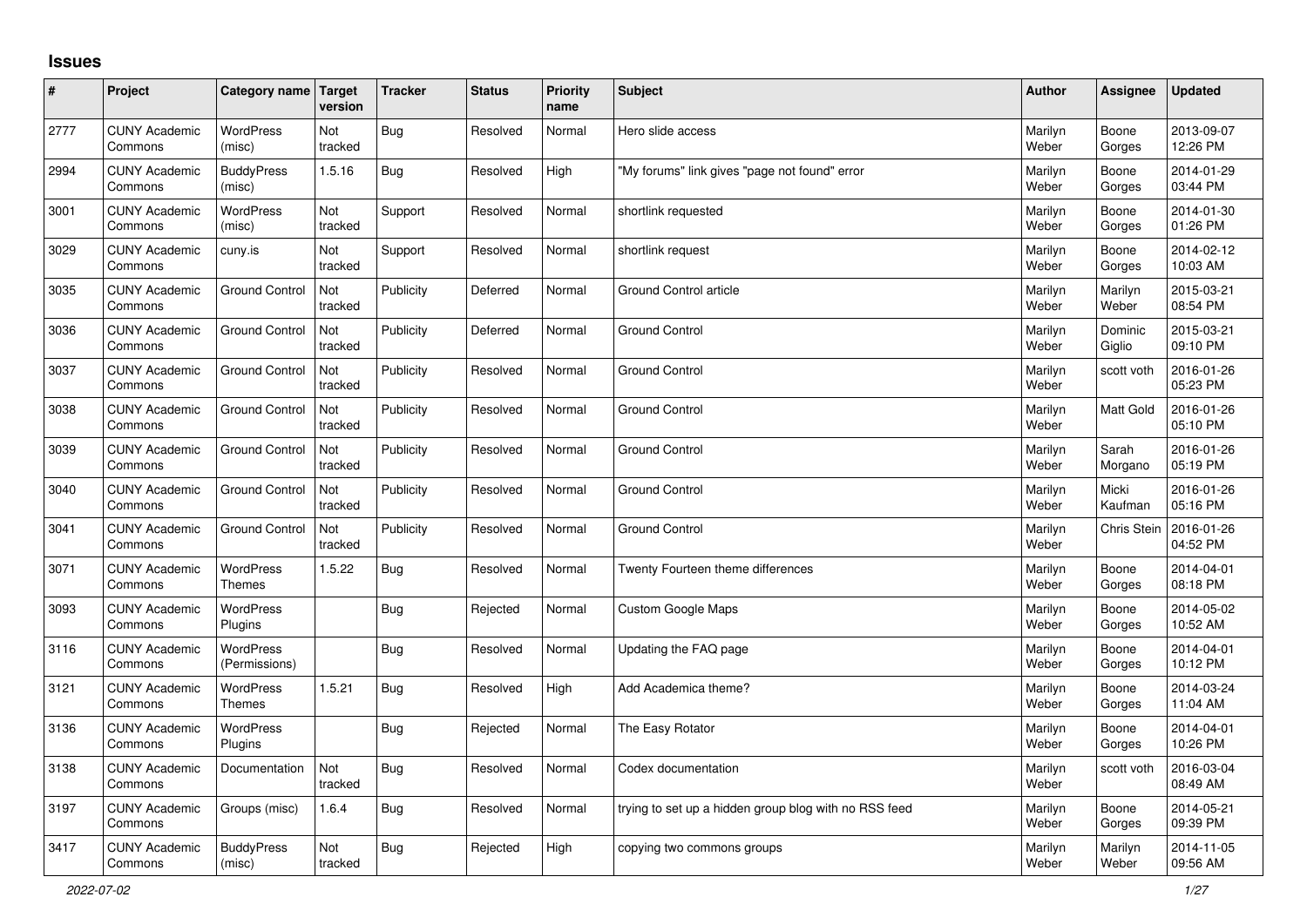## Issues

| # | Project | Category name | Target version | Tracker | Status | Priority name | Subject | Author | Assignee | Updated |
|---|---|---|---|---|---|---|---|---|---|---|
| 2777 | CUNY Academic Commons | WordPress (misc) | Not tracked | Bug | Resolved | Normal | Hero slide access | Marilyn Weber | Boone Gorges | 2013-09-07 12:26 PM |
| 2994 | CUNY Academic Commons | BuddyPress (misc) | 1.5.16 | Bug | Resolved | High | "My forums" link gives "page not found" error | Marilyn Weber | Boone Gorges | 2014-01-29 03:44 PM |
| 3001 | CUNY Academic Commons | WordPress (misc) | Not tracked | Support | Resolved | Normal | shortlink requested | Marilyn Weber | Boone Gorges | 2014-01-30 01:26 PM |
| 3029 | CUNY Academic Commons | cuny.is | Not tracked | Support | Resolved | Normal | shortlink request | Marilyn Weber | Boone Gorges | 2014-02-12 10:03 AM |
| 3035 | CUNY Academic Commons | Ground Control | Not tracked | Publicity | Deferred | Normal | Ground Control article | Marilyn Weber | Marilyn Weber | 2015-03-21 08:54 PM |
| 3036 | CUNY Academic Commons | Ground Control | Not tracked | Publicity | Deferred | Normal | Ground Control | Marilyn Weber | Dominic Giglio | 2015-03-21 09:10 PM |
| 3037 | CUNY Academic Commons | Ground Control | Not tracked | Publicity | Resolved | Normal | Ground Control | Marilyn Weber | scott voth | 2016-01-26 05:23 PM |
| 3038 | CUNY Academic Commons | Ground Control | Not tracked | Publicity | Resolved | Normal | Ground Control | Marilyn Weber | Matt Gold | 2016-01-26 05:10 PM |
| 3039 | CUNY Academic Commons | Ground Control | Not tracked | Publicity | Resolved | Normal | Ground Control | Marilyn Weber | Sarah Morgano | 2016-01-26 05:19 PM |
| 3040 | CUNY Academic Commons | Ground Control | Not tracked | Publicity | Resolved | Normal | Ground Control | Marilyn Weber | Micki Kaufman | 2016-01-26 05:16 PM |
| 3041 | CUNY Academic Commons | Ground Control | Not tracked | Publicity | Resolved | Normal | Ground Control | Marilyn Weber | Chris Stein | 2016-01-26 04:52 PM |
| 3071 | CUNY Academic Commons | WordPress Themes | 1.5.22 | Bug | Resolved | Normal | Twenty Fourteen theme differences | Marilyn Weber | Boone Gorges | 2014-04-01 08:18 PM |
| 3093 | CUNY Academic Commons | WordPress Plugins | | Bug | Rejected | Normal | Custom Google Maps | Marilyn Weber | Boone Gorges | 2014-05-02 10:52 AM |
| 3116 | CUNY Academic Commons | WordPress (Permissions) | | Bug | Resolved | Normal | Updating the FAQ page | Marilyn Weber | Boone Gorges | 2014-04-01 10:12 PM |
| 3121 | CUNY Academic Commons | WordPress Themes | 1.5.21 | Bug | Resolved | High | Add Academica theme? | Marilyn Weber | Boone Gorges | 2014-03-24 11:04 AM |
| 3136 | CUNY Academic Commons | WordPress Plugins | | Bug | Rejected | Normal | The Easy Rotator | Marilyn Weber | Boone Gorges | 2014-04-01 10:26 PM |
| 3138 | CUNY Academic Commons | Documentation | Not tracked | Bug | Resolved | Normal | Codex documentation | Marilyn Weber | scott voth | 2016-03-04 08:49 AM |
| 3197 | CUNY Academic Commons | Groups (misc) | 1.6.4 | Bug | Resolved | Normal | trying to set up a hidden group blog with no RSS feed | Marilyn Weber | Boone Gorges | 2014-05-21 09:39 PM |
| 3417 | CUNY Academic Commons | BuddyPress (misc) | Not tracked | Bug | Rejected | High | copying two commons groups | Marilyn Weber | Marilyn Weber | 2014-11-05 09:56 AM |

*2022-07-02*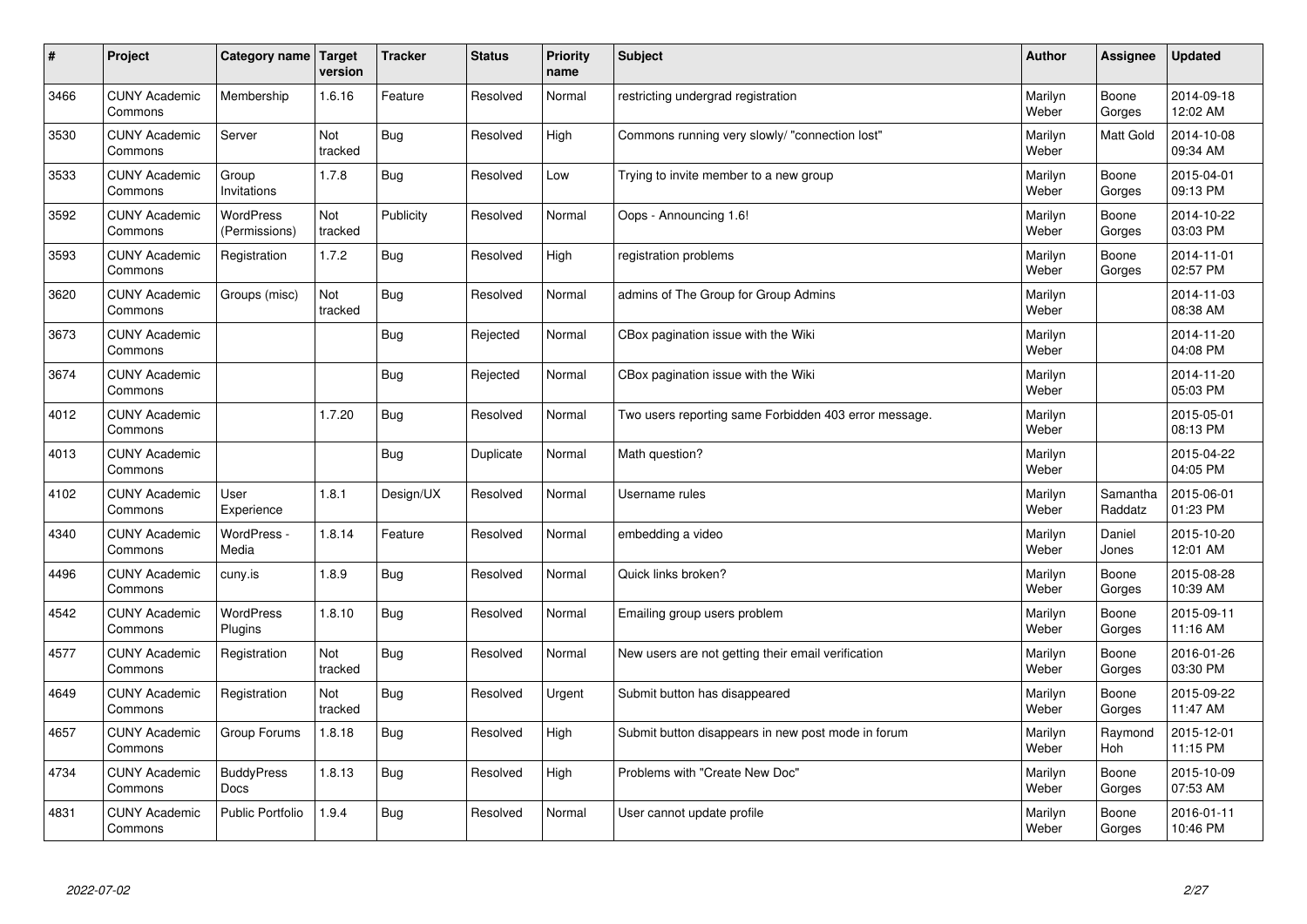| # | Project | Category name | Target version | Tracker | Status | Priority name | Subject | Author | Assignee | Updated |
|---|---|---|---|---|---|---|---|---|---|---|
| 3466 | CUNY Academic Commons | Membership | 1.6.16 | Feature | Resolved | Normal | restricting undergrad registration | Marilyn Weber | Boone Gorges | 2014-09-18 12:02 AM |
| 3530 | CUNY Academic Commons | Server | Not tracked | Bug | Resolved | High | Commons running very slowly/ "connection lost" | Marilyn Weber | Matt Gold | 2014-10-08 09:34 AM |
| 3533 | CUNY Academic Commons | Group Invitations | 1.7.8 | Bug | Resolved | Low | Trying to invite member to a new group | Marilyn Weber | Boone Gorges | 2015-04-01 09:13 PM |
| 3592 | CUNY Academic Commons | WordPress (Permissions) | Not tracked | Publicity | Resolved | Normal | Oops - Announcing 1.6! | Marilyn Weber | Boone Gorges | 2014-10-22 03:03 PM |
| 3593 | CUNY Academic Commons | Registration | 1.7.2 | Bug | Resolved | High | registration problems | Marilyn Weber | Boone Gorges | 2014-11-01 02:57 PM |
| 3620 | CUNY Academic Commons | Groups (misc) | Not tracked | Bug | Resolved | Normal | admins of The Group for Group Admins | Marilyn Weber | | 2014-11-03 08:38 AM |
| 3673 | CUNY Academic Commons | | | Bug | Rejected | Normal | CBox pagination issue with the Wiki | Marilyn Weber | | 2014-11-20 04:08 PM |
| 3674 | CUNY Academic Commons | | | Bug | Rejected | Normal | CBox pagination issue with the Wiki | Marilyn Weber | | 2014-11-20 05:03 PM |
| 4012 | CUNY Academic Commons | | 1.7.20 | Bug | Resolved | Normal | Two users reporting same Forbidden 403 error message. | Marilyn Weber | | 2015-05-01 08:13 PM |
| 4013 | CUNY Academic Commons | | | Bug | Duplicate | Normal | Math question? | Marilyn Weber | | 2015-04-22 04:05 PM |
| 4102 | CUNY Academic Commons | User Experience | 1.8.1 | Design/UX | Resolved | Normal | Username rules | Marilyn Weber | Samantha Raddatz | 2015-06-01 01:23 PM |
| 4340 | CUNY Academic Commons | WordPress - Media | 1.8.14 | Feature | Resolved | Normal | embedding a video | Marilyn Weber | Daniel Jones | 2015-10-20 12:01 AM |
| 4496 | CUNY Academic Commons | cuny.is | 1.8.9 | Bug | Resolved | Normal | Quick links broken? | Marilyn Weber | Boone Gorges | 2015-08-28 10:39 AM |
| 4542 | CUNY Academic Commons | WordPress Plugins | 1.8.10 | Bug | Resolved | Normal | Emailing group users problem | Marilyn Weber | Boone Gorges | 2015-09-11 11:16 AM |
| 4577 | CUNY Academic Commons | Registration | Not tracked | Bug | Resolved | Normal | New users are not getting their email verification | Marilyn Weber | Boone Gorges | 2016-01-26 03:30 PM |
| 4649 | CUNY Academic Commons | Registration | Not tracked | Bug | Resolved | Urgent | Submit button has disappeared | Marilyn Weber | Boone Gorges | 2015-09-22 11:47 AM |
| 4657 | CUNY Academic Commons | Group Forums | 1.8.18 | Bug | Resolved | High | Submit button disappears in new post mode in forum | Marilyn Weber | Raymond Hoh | 2015-12-01 11:15 PM |
| 4734 | CUNY Academic Commons | BuddyPress Docs | 1.8.13 | Bug | Resolved | High | Problems with "Create New Doc" | Marilyn Weber | Boone Gorges | 2015-10-09 07:53 AM |
| 4831 | CUNY Academic Commons | Public Portfolio | 1.9.4 | Bug | Resolved | Normal | User cannot update profile | Marilyn Weber | Boone Gorges | 2016-01-11 10:46 PM |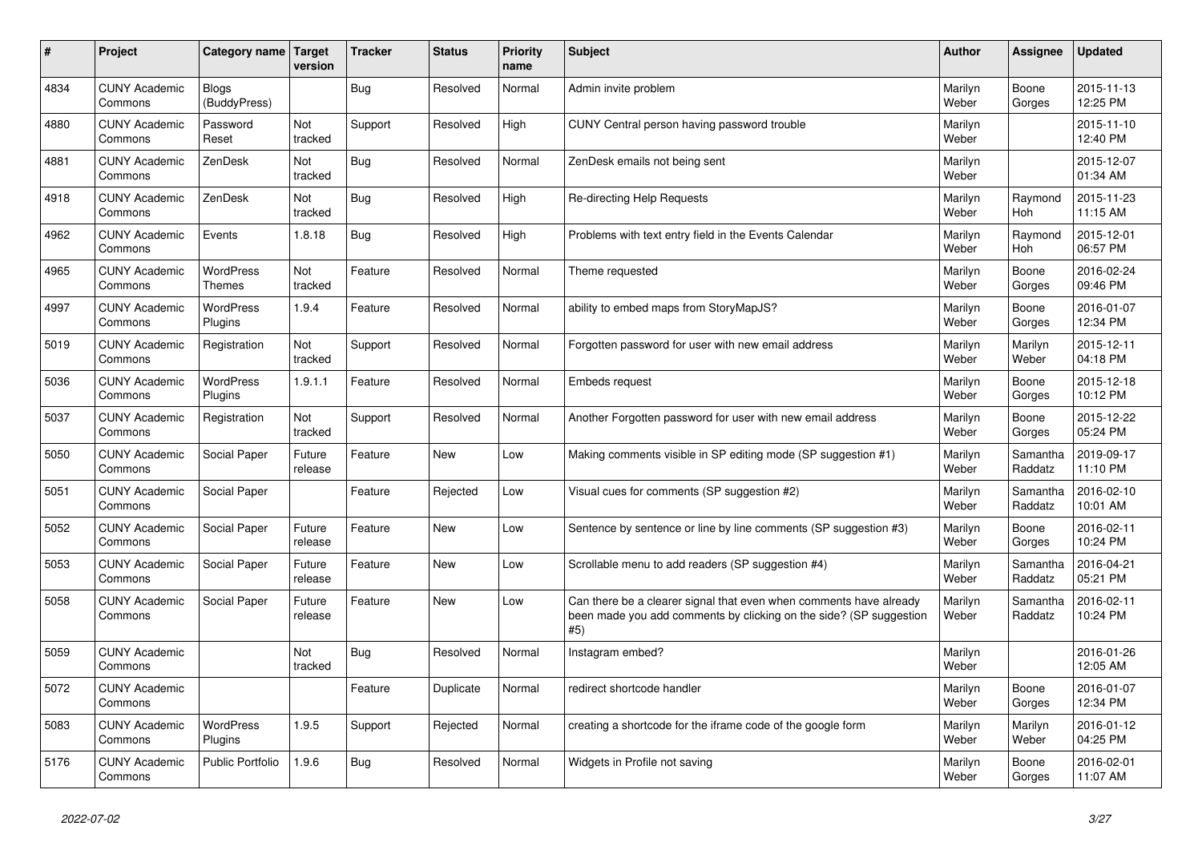| # | Project | Category name | Target version | Tracker | Status | Priority name | Subject | Author | Assignee | Updated |
|---|---|---|---|---|---|---|---|---|---|---|
| 4834 | CUNY Academic Commons | Blogs (BuddyPress) | | Bug | Resolved | Normal | Admin invite problem | Marilyn Weber | Boone Gorges | 2015-11-13 12:25 PM |
| 4880 | CUNY Academic Commons | Password Reset | Not tracked | Support | Resolved | High | CUNY Central person having password trouble | Marilyn Weber | | 2015-11-10 12:40 PM |
| 4881 | CUNY Academic Commons | ZenDesk | Not tracked | Bug | Resolved | Normal | ZenDesk emails not being sent | Marilyn Weber | | 2015-12-07 01:34 AM |
| 4918 | CUNY Academic Commons | ZenDesk | Not tracked | Bug | Resolved | High | Re-directing Help Requests | Marilyn Weber | Raymond Hoh | 2015-11-23 11:15 AM |
| 4962 | CUNY Academic Commons | Events | 1.8.18 | Bug | Resolved | High | Problems with text entry field in the Events Calendar | Marilyn Weber | Raymond Hoh | 2015-12-01 06:57 PM |
| 4965 | CUNY Academic Commons | WordPress Themes | Not tracked | Feature | Resolved | Normal | Theme requested | Marilyn Weber | Boone Gorges | 2016-02-24 09:46 PM |
| 4997 | CUNY Academic Commons | WordPress Plugins | 1.9.4 | Feature | Resolved | Normal | ability to embed maps from StoryMapJS? | Marilyn Weber | Boone Gorges | 2016-01-07 12:34 PM |
| 5019 | CUNY Academic Commons | Registration | Not tracked | Support | Resolved | Normal | Forgotten password for user with new email address | Marilyn Weber | Marilyn Weber | 2015-12-11 04:18 PM |
| 5036 | CUNY Academic Commons | WordPress Plugins | 1.9.1.1 | Feature | Resolved | Normal | Embeds request | Marilyn Weber | Boone Gorges | 2015-12-18 10:12 PM |
| 5037 | CUNY Academic Commons | Registration | Not tracked | Support | Resolved | Normal | Another Forgotten password for user with new email address | Marilyn Weber | Boone Gorges | 2015-12-22 05:24 PM |
| 5050 | CUNY Academic Commons | Social Paper | Future release | Feature | New | Low | Making comments visible in SP editing mode (SP suggestion #1) | Marilyn Weber | Samantha Raddatz | 2019-09-17 11:10 PM |
| 5051 | CUNY Academic Commons | Social Paper | | Feature | Rejected | Low | Visual cues for comments (SP suggestion #2) | Marilyn Weber | Samantha Raddatz | 2016-02-10 10:01 AM |
| 5052 | CUNY Academic Commons | Social Paper | Future release | Feature | New | Low | Sentence by sentence or line by line comments (SP suggestion #3) | Marilyn Weber | Boone Gorges | 2016-02-11 10:24 PM |
| 5053 | CUNY Academic Commons | Social Paper | Future release | Feature | New | Low | Scrollable menu to add readers (SP suggestion #4) | Marilyn Weber | Samantha Raddatz | 2016-04-21 05:21 PM |
| 5058 | CUNY Academic Commons | Social Paper | Future release | Feature | New | Low | Can there be a clearer signal that even when comments have already been made you add comments by clicking on the side? (SP suggestion #5) | Marilyn Weber | Samantha Raddatz | 2016-02-11 10:24 PM |
| 5059 | CUNY Academic Commons | | Not tracked | Bug | Resolved | Normal | Instagram embed? | Marilyn Weber | | 2016-01-26 12:05 AM |
| 5072 | CUNY Academic Commons | | | Feature | Duplicate | Normal | redirect shortcode handler | Marilyn Weber | Boone Gorges | 2016-01-07 12:34 PM |
| 5083 | CUNY Academic Commons | WordPress Plugins | 1.9.5 | Support | Rejected | Normal | creating a shortcode for the iframe code of the google form | Marilyn Weber | Marilyn Weber | 2016-01-12 04:25 PM |
| 5176 | CUNY Academic Commons | Public Portfolio | 1.9.6 | Bug | Resolved | Normal | Widgets in Profile not saving | Marilyn Weber | Boone Gorges | 2016-02-01 11:07 AM |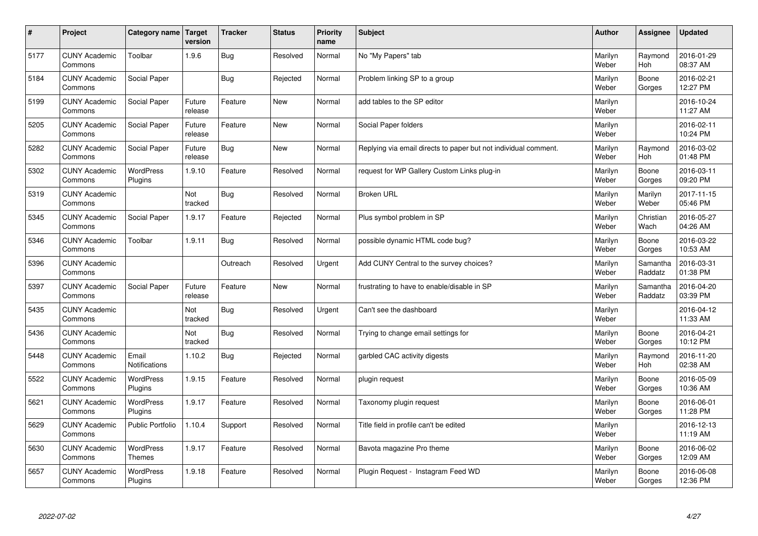| # | Project | Category name | Target version | Tracker | Status | Priority name | Subject | Author | Assignee | Updated |
|---|---|---|---|---|---|---|---|---|---|---|
| 5177 | CUNY Academic Commons | Toolbar | 1.9.6 | Bug | Resolved | Normal | No "My Papers" tab | Marilyn Weber | Raymond Hoh | 2016-01-29 08:37 AM |
| 5184 | CUNY Academic Commons | Social Paper | | Bug | Rejected | Normal | Problem linking SP to a group | Marilyn Weber | Boone Gorges | 2016-02-21 12:27 PM |
| 5199 | CUNY Academic Commons | Social Paper | Future release | Feature | New | Normal | add tables to the SP editor | Marilyn Weber | | 2016-10-24 11:27 AM |
| 5205 | CUNY Academic Commons | Social Paper | Future release | Feature | New | Normal | Social Paper folders | Marilyn Weber | | 2016-02-11 10:24 PM |
| 5282 | CUNY Academic Commons | Social Paper | Future release | Bug | New | Normal | Replying via email directs to paper but not individual comment. | Marilyn Weber | Raymond Hoh | 2016-03-02 01:48 PM |
| 5302 | CUNY Academic Commons | WordPress Plugins | 1.9.10 | Feature | Resolved | Normal | request for WP Gallery Custom Links plug-in | Marilyn Weber | Boone Gorges | 2016-03-11 09:20 PM |
| 5319 | CUNY Academic Commons | | Not tracked | Bug | Resolved | Normal | Broken URL | Marilyn Weber | Marilyn Weber | 2017-11-15 05:46 PM |
| 5345 | CUNY Academic Commons | Social Paper | 1.9.17 | Feature | Rejected | Normal | Plus symbol problem in SP | Marilyn Weber | Christian Wach | 2016-05-27 04:26 AM |
| 5346 | CUNY Academic Commons | Toolbar | 1.9.11 | Bug | Resolved | Normal | possible dynamic HTML code bug? | Marilyn Weber | Boone Gorges | 2016-03-22 10:53 AM |
| 5396 | CUNY Academic Commons | | | Outreach | Resolved | Urgent | Add CUNY Central to the survey choices? | Marilyn Weber | Samantha Raddatz | 2016-03-31 01:38 PM |
| 5397 | CUNY Academic Commons | Social Paper | Future release | Feature | New | Normal | frustrating to have to enable/disable in SP | Marilyn Weber | Samantha Raddatz | 2016-04-20 03:39 PM |
| 5435 | CUNY Academic Commons | | Not tracked | Bug | Resolved | Urgent | Can't see the dashboard | Marilyn Weber | | 2016-04-12 11:33 AM |
| 5436 | CUNY Academic Commons | | Not tracked | Bug | Resolved | Normal | Trying to change email settings for | Marilyn Weber | Boone Gorges | 2016-04-21 10:12 PM |
| 5448 | CUNY Academic Commons | Email Notifications | 1.10.2 | Bug | Rejected | Normal | garbled CAC activity digests | Marilyn Weber | Raymond Hoh | 2016-11-20 02:38 AM |
| 5522 | CUNY Academic Commons | WordPress Plugins | 1.9.15 | Feature | Resolved | Normal | plugin request | Marilyn Weber | Boone Gorges | 2016-05-09 10:36 AM |
| 5621 | CUNY Academic Commons | WordPress Plugins | 1.9.17 | Feature | Resolved | Normal | Taxonomy plugin request | Marilyn Weber | Boone Gorges | 2016-06-01 11:28 PM |
| 5629 | CUNY Academic Commons | Public Portfolio | 1.10.4 | Support | Resolved | Normal | Title field in profile can't be edited | Marilyn Weber | | 2016-12-13 11:19 AM |
| 5630 | CUNY Academic Commons | WordPress Themes | 1.9.17 | Feature | Resolved | Normal | Bavota magazine Pro theme | Marilyn Weber | Boone Gorges | 2016-06-02 12:09 AM |
| 5657 | CUNY Academic Commons | WordPress Plugins | 1.9.18 | Feature | Resolved | Normal | Plugin Request - Instagram Feed WD | Marilyn Weber | Boone Gorges | 2016-06-08 12:36 PM |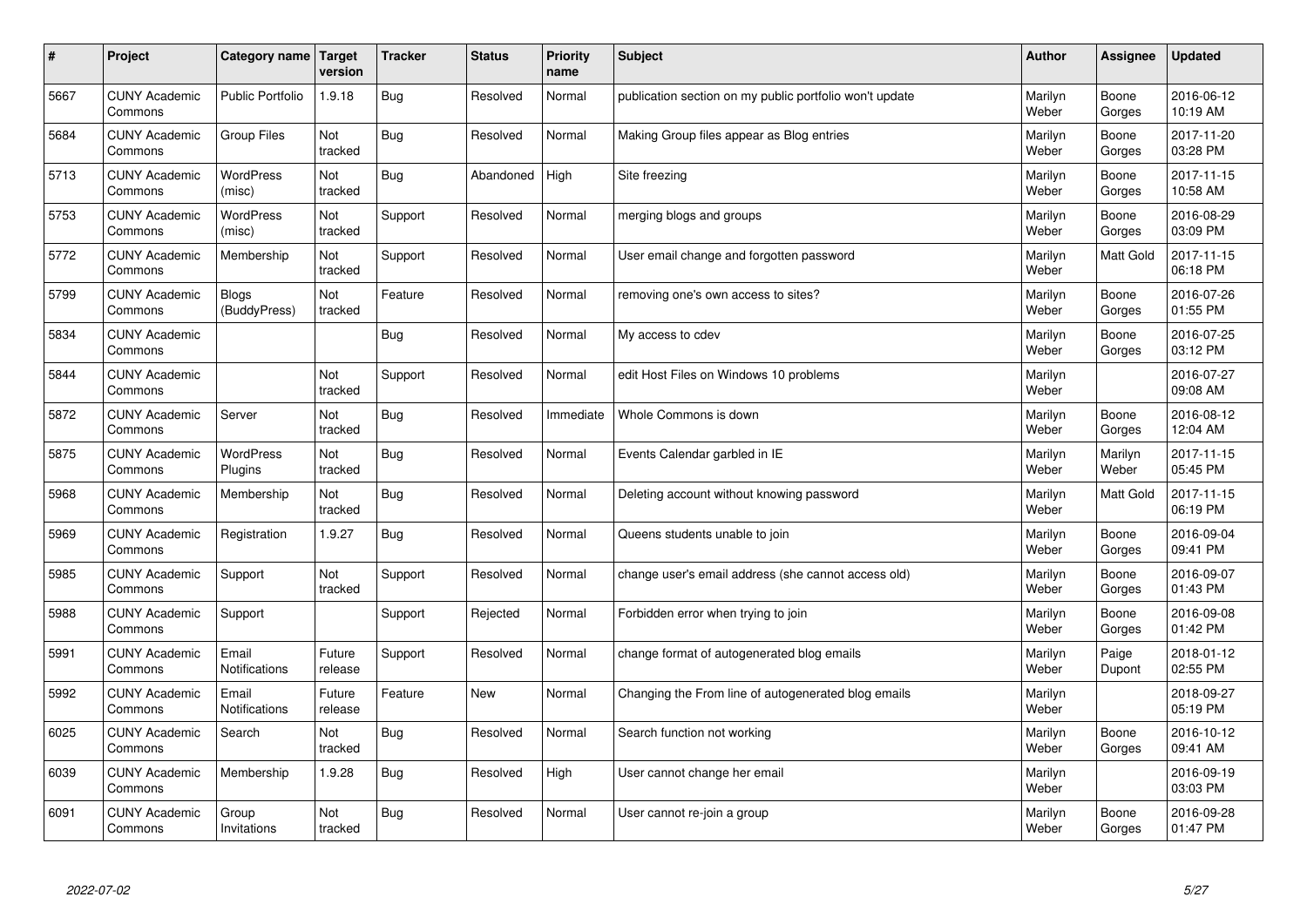| # | Project | Category name | Target version | Tracker | Status | Priority name | Subject | Author | Assignee | Updated |
|---|---|---|---|---|---|---|---|---|---|---|
| 5667 | CUNY Academic Commons | Public Portfolio | 1.9.18 | Bug | Resolved | Normal | publication section on my public portfolio won't update | Marilyn Weber | Boone Gorges | 2016-06-12 10:19 AM |
| 5684 | CUNY Academic Commons | Group Files | Not tracked | Bug | Resolved | Normal | Making Group files appear as Blog entries | Marilyn Weber | Boone Gorges | 2017-11-20 03:28 PM |
| 5713 | CUNY Academic Commons | WordPress (misc) | Not tracked | Bug | Abandoned | High | Site freezing | Marilyn Weber | Boone Gorges | 2017-11-15 10:58 AM |
| 5753 | CUNY Academic Commons | WordPress (misc) | Not tracked | Support | Resolved | Normal | merging blogs and groups | Marilyn Weber | Boone Gorges | 2016-08-29 03:09 PM |
| 5772 | CUNY Academic Commons | Membership | Not tracked | Support | Resolved | Normal | User email change and forgotten password | Marilyn Weber | Matt Gold | 2017-11-15 06:18 PM |
| 5799 | CUNY Academic Commons | Blogs (BuddyPress) | Not tracked | Feature | Resolved | Normal | removing one's own access to sites? | Marilyn Weber | Boone Gorges | 2016-07-26 01:55 PM |
| 5834 | CUNY Academic Commons | | | Bug | Resolved | Normal | My access to cdev | Marilyn Weber | Boone Gorges | 2016-07-25 03:12 PM |
| 5844 | CUNY Academic Commons | | Not tracked | Support | Resolved | Normal | edit Host Files on Windows 10 problems | Marilyn Weber | | 2016-07-27 09:08 AM |
| 5872 | CUNY Academic Commons | Server | Not tracked | Bug | Resolved | Immediate | Whole Commons is down | Marilyn Weber | Boone Gorges | 2016-08-12 12:04 AM |
| 5875 | CUNY Academic Commons | WordPress Plugins | Not tracked | Bug | Resolved | Normal | Events Calendar garbled in IE | Marilyn Weber | Marilyn Weber | 2017-11-15 05:45 PM |
| 5968 | CUNY Academic Commons | Membership | Not tracked | Bug | Resolved | Normal | Deleting account without knowing password | Marilyn Weber | Matt Gold | 2017-11-15 06:19 PM |
| 5969 | CUNY Academic Commons | Registration | 1.9.27 | Bug | Resolved | Normal | Queens students unable to join | Marilyn Weber | Boone Gorges | 2016-09-04 09:41 PM |
| 5985 | CUNY Academic Commons | Support | Not tracked | Support | Resolved | Normal | change user's email address (she cannot access old) | Marilyn Weber | Boone Gorges | 2016-09-07 01:43 PM |
| 5988 | CUNY Academic Commons | Support | | Support | Rejected | Normal | Forbidden error when trying to join | Marilyn Weber | Boone Gorges | 2016-09-08 01:42 PM |
| 5991 | CUNY Academic Commons | Email Notifications | Future release | Support | Resolved | Normal | change format of autogenerated blog emails | Marilyn Weber | Paige Dupont | 2018-01-12 02:55 PM |
| 5992 | CUNY Academic Commons | Email Notifications | Future release | Feature | New | Normal | Changing the From line of autogenerated blog emails | Marilyn Weber | | 2018-09-27 05:19 PM |
| 6025 | CUNY Academic Commons | Search | Not tracked | Bug | Resolved | Normal | Search function not working | Marilyn Weber | Boone Gorges | 2016-10-12 09:41 AM |
| 6039 | CUNY Academic Commons | Membership | 1.9.28 | Bug | Resolved | High | User cannot change her email | Marilyn Weber | | 2016-09-19 03:03 PM |
| 6091 | CUNY Academic Commons | Group Invitations | Not tracked | Bug | Resolved | Normal | User cannot re-join a group | Marilyn Weber | Boone Gorges | 2016-09-28 01:47 PM |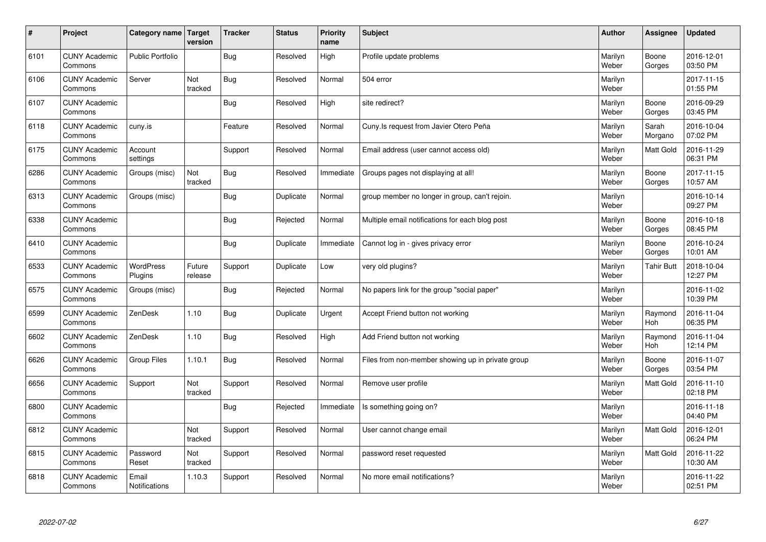| # | Project | Category name | Target version | Tracker | Status | Priority name | Subject | Author | Assignee | Updated |
|---|---|---|---|---|---|---|---|---|---|---|
| 6101 | CUNY Academic Commons | Public Portfolio | | Bug | Resolved | High | Profile update problems | Marilyn Weber | Boone Gorges | 2016-12-01 03:50 PM |
| 6106 | CUNY Academic Commons | Server | Not tracked | Bug | Resolved | Normal | 504 error | Marilyn Weber | | 2017-11-15 01:55 PM |
| 6107 | CUNY Academic Commons | | | Bug | Resolved | High | site redirect? | Marilyn Weber | Boone Gorges | 2016-09-29 03:45 PM |
| 6118 | CUNY Academic Commons | cuny.is | | Feature | Resolved | Normal | Cuny.Is request from Javier Otero Peña | Marilyn Weber | Sarah Morgano | 2016-10-04 07:02 PM |
| 6175 | CUNY Academic Commons | Account settings | | Support | Resolved | Normal | Email address (user cannot access old) | Marilyn Weber | Matt Gold | 2016-11-29 06:31 PM |
| 6286 | CUNY Academic Commons | Groups (misc) | Not tracked | Bug | Resolved | Immediate | Groups pages not displaying at all! | Marilyn Weber | Boone Gorges | 2017-11-15 10:57 AM |
| 6313 | CUNY Academic Commons | Groups (misc) | | Bug | Duplicate | Normal | group member no longer in group, can't rejoin. | Marilyn Weber | | 2016-10-14 09:27 PM |
| 6338 | CUNY Academic Commons | | | Bug | Rejected | Normal | Multiple email notifications for each blog post | Marilyn Weber | Boone Gorges | 2016-10-18 08:45 PM |
| 6410 | CUNY Academic Commons | | | Bug | Duplicate | Immediate | Cannot log in - gives privacy error | Marilyn Weber | Boone Gorges | 2016-10-24 10:01 AM |
| 6533 | CUNY Academic Commons | WordPress Plugins | Future release | Support | Duplicate | Low | very old plugins? | Marilyn Weber | Tahir Butt | 2018-10-04 12:27 PM |
| 6575 | CUNY Academic Commons | Groups (misc) | | Bug | Rejected | Normal | No papers link for the group "social paper" | Marilyn Weber | | 2016-11-02 10:39 PM |
| 6599 | CUNY Academic Commons | ZenDesk | 1.10 | Bug | Duplicate | Urgent | Accept Friend button not working | Marilyn Weber | Raymond Hoh | 2016-11-04 06:35 PM |
| 6602 | CUNY Academic Commons | ZenDesk | 1.10 | Bug | Resolved | High | Add Friend button not working | Marilyn Weber | Raymond Hoh | 2016-11-04 12:14 PM |
| 6626 | CUNY Academic Commons | Group Files | 1.10.1 | Bug | Resolved | Normal | Files from non-member showing up in private group | Marilyn Weber | Boone Gorges | 2016-11-07 03:54 PM |
| 6656 | CUNY Academic Commons | Support | Not tracked | Support | Resolved | Normal | Remove user profile | Marilyn Weber | Matt Gold | 2016-11-10 02:18 PM |
| 6800 | CUNY Academic Commons | | | Bug | Rejected | Immediate | Is something going on? | Marilyn Weber | | 2016-11-18 04:40 PM |
| 6812 | CUNY Academic Commons | | Not tracked | Support | Resolved | Normal | User cannot change email | Marilyn Weber | Matt Gold | 2016-12-01 06:24 PM |
| 6815 | CUNY Academic Commons | Password Reset | Not tracked | Support | Resolved | Normal | password reset requested | Marilyn Weber | Matt Gold | 2016-11-22 10:30 AM |
| 6818 | CUNY Academic Commons | Email Notifications | 1.10.3 | Support | Resolved | Normal | No more email notifications? | Marilyn Weber | | 2016-11-22 02:51 PM |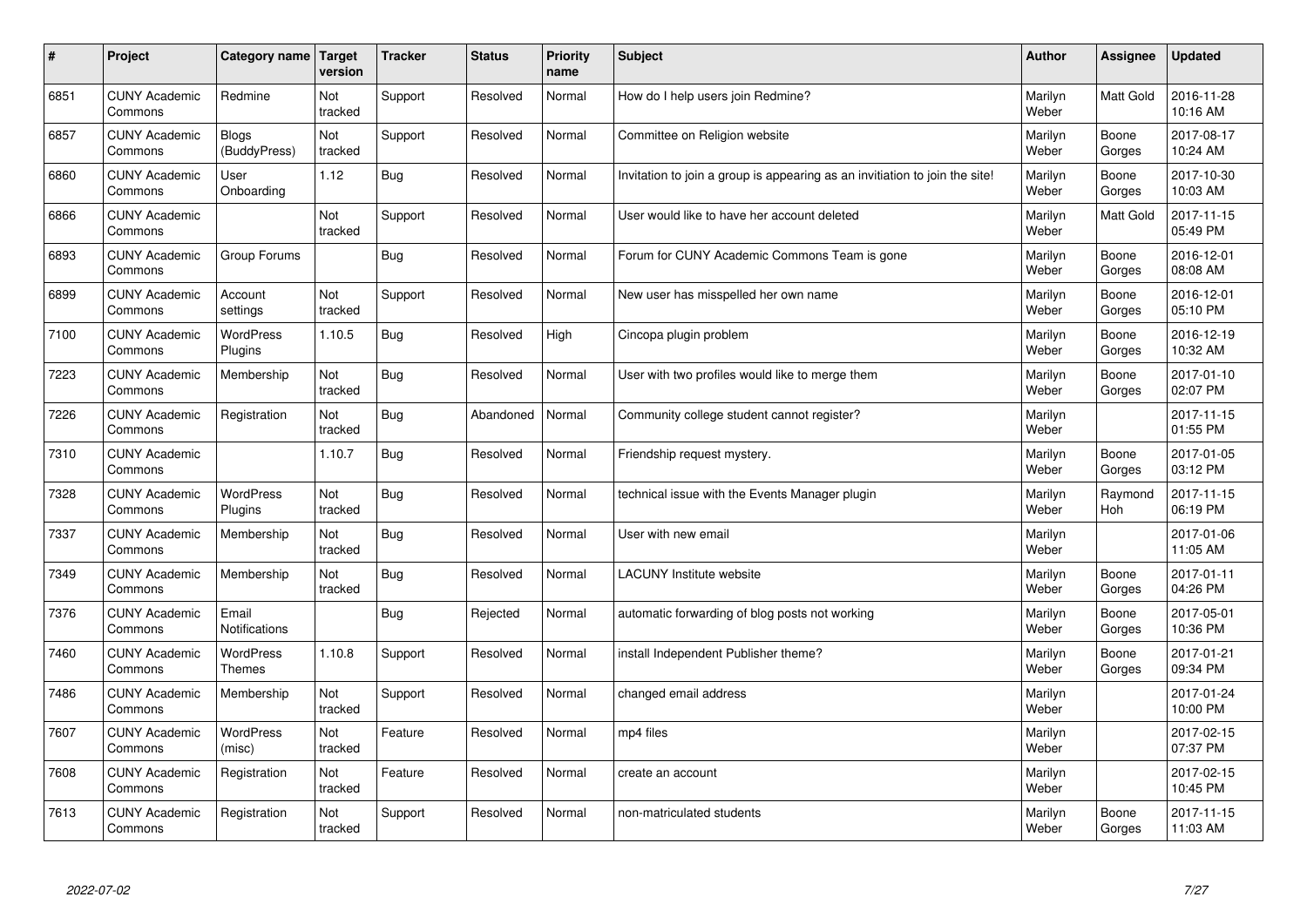| # | Project | Category name | Target version | Tracker | Status | Priority name | Subject | Author | Assignee | Updated |
|---|---|---|---|---|---|---|---|---|---|---|
| 6851 | CUNY Academic Commons | Redmine | Not tracked | Support | Resolved | Normal | How do I help users join Redmine? | Marilyn Weber | Matt Gold | 2016-11-28 10:16 AM |
| 6857 | CUNY Academic Commons | Blogs (BuddyPress) | Not tracked | Support | Resolved | Normal | Committee on Religion website | Marilyn Weber | Boone Gorges | 2017-08-17 10:24 AM |
| 6860 | CUNY Academic Commons | User Onboarding | 1.12 | Bug | Resolved | Normal | Invitation to join a group is appearing as an invitiation to join the site! | Marilyn Weber | Boone Gorges | 2017-10-30 10:03 AM |
| 6866 | CUNY Academic Commons | | Not tracked | Support | Resolved | Normal | User would like to have her account deleted | Marilyn Weber | Matt Gold | 2017-11-15 05:49 PM |
| 6893 | CUNY Academic Commons | Group Forums | | Bug | Resolved | Normal | Forum for CUNY Academic Commons Team is gone | Marilyn Weber | Boone Gorges | 2016-12-01 08:08 AM |
| 6899 | CUNY Academic Commons | Account settings | Not tracked | Support | Resolved | Normal | New user has misspelled her own name | Marilyn Weber | Boone Gorges | 2016-12-01 05:10 PM |
| 7100 | CUNY Academic Commons | WordPress Plugins | 1.10.5 | Bug | Resolved | High | Cincopa plugin problem | Marilyn Weber | Boone Gorges | 2016-12-19 10:32 AM |
| 7223 | CUNY Academic Commons | Membership | Not tracked | Bug | Resolved | Normal | User with two profiles would like to merge them | Marilyn Weber | Boone Gorges | 2017-01-10 02:07 PM |
| 7226 | CUNY Academic Commons | Registration | Not tracked | Bug | Abandoned | Normal | Community college student cannot register? | Marilyn Weber | | 2017-11-15 01:55 PM |
| 7310 | CUNY Academic Commons | | 1.10.7 | Bug | Resolved | Normal | Friendship request mystery. | Marilyn Weber | Boone Gorges | 2017-01-05 03:12 PM |
| 7328 | CUNY Academic Commons | WordPress Plugins | Not tracked | Bug | Resolved | Normal | technical issue with the Events Manager plugin | Marilyn Weber | Raymond Hoh | 2017-11-15 06:19 PM |
| 7337 | CUNY Academic Commons | Membership | Not tracked | Bug | Resolved | Normal | User with new email | Marilyn Weber | | 2017-01-06 11:05 AM |
| 7349 | CUNY Academic Commons | Membership | Not tracked | Bug | Resolved | Normal | LACUNY Institute website | Marilyn Weber | Boone Gorges | 2017-01-11 04:26 PM |
| 7376 | CUNY Academic Commons | Email Notifications | | Bug | Rejected | Normal | automatic forwarding of blog posts not working | Marilyn Weber | Boone Gorges | 2017-05-01 10:36 PM |
| 7460 | CUNY Academic Commons | WordPress Themes | 1.10.8 | Support | Resolved | Normal | install Independent Publisher theme? | Marilyn Weber | Boone Gorges | 2017-01-21 09:34 PM |
| 7486 | CUNY Academic Commons | Membership | Not tracked | Support | Resolved | Normal | changed email address | Marilyn Weber | | 2017-01-24 10:00 PM |
| 7607 | CUNY Academic Commons | WordPress (misc) | Not tracked | Feature | Resolved | Normal | mp4 files | Marilyn Weber | | 2017-02-15 07:37 PM |
| 7608 | CUNY Academic Commons | Registration | Not tracked | Feature | Resolved | Normal | create an account | Marilyn Weber | | 2017-02-15 10:45 PM |
| 7613 | CUNY Academic Commons | Registration | Not tracked | Support | Resolved | Normal | non-matriculated students | Marilyn Weber | Boone Gorges | 2017-11-15 11:03 AM |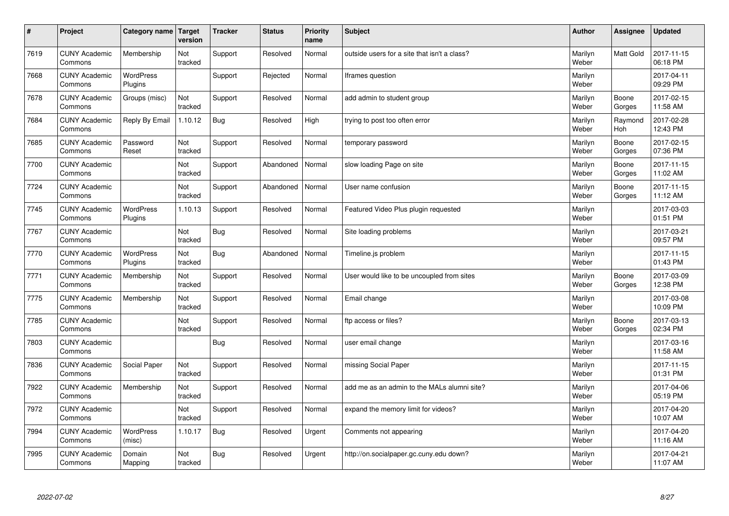| # | Project | Category name | Target version | Tracker | Status | Priority name | Subject | Author | Assignee | Updated |
|---|---|---|---|---|---|---|---|---|---|---|
| 7619 | CUNY Academic Commons | Membership | Not tracked | Support | Resolved | Normal | outside users for a site that isn't a class? | Marilyn Weber | Matt Gold | 2017-11-15 06:18 PM |
| 7668 | CUNY Academic Commons | WordPress Plugins | | Support | Rejected | Normal | Iframes question | Marilyn Weber | | 2017-04-11 09:29 PM |
| 7678 | CUNY Academic Commons | Groups (misc) | Not tracked | Support | Resolved | Normal | add admin to student group | Marilyn Weber | Boone Gorges | 2017-02-15 11:58 AM |
| 7684 | CUNY Academic Commons | Reply By Email | 1.10.12 | Bug | Resolved | High | trying to post too often error | Marilyn Weber | Raymond Hoh | 2017-02-28 12:43 PM |
| 7685 | CUNY Academic Commons | Password Reset | Not tracked | Support | Resolved | Normal | temporary password | Marilyn Weber | Boone Gorges | 2017-02-15 07:36 PM |
| 7700 | CUNY Academic Commons | | Not tracked | Support | Abandoned | Normal | slow loading Page on site | Marilyn Weber | Boone Gorges | 2017-11-15 11:02 AM |
| 7724 | CUNY Academic Commons | | Not tracked | Support | Abandoned | Normal | User name confusion | Marilyn Weber | Boone Gorges | 2017-11-15 11:12 AM |
| 7745 | CUNY Academic Commons | WordPress Plugins | 1.10.13 | Support | Resolved | Normal | Featured Video Plus plugin requested | Marilyn Weber | | 2017-03-03 01:51 PM |
| 7767 | CUNY Academic Commons | | Not tracked | Bug | Resolved | Normal | Site loading problems | Marilyn Weber | | 2017-03-21 09:57 PM |
| 7770 | CUNY Academic Commons | WordPress Plugins | Not tracked | Bug | Abandoned | Normal | Timeline.js problem | Marilyn Weber | | 2017-11-15 01:43 PM |
| 7771 | CUNY Academic Commons | Membership | Not tracked | Support | Resolved | Normal | User would like to be uncoupled from sites | Marilyn Weber | Boone Gorges | 2017-03-09 12:38 PM |
| 7775 | CUNY Academic Commons | Membership | Not tracked | Support | Resolved | Normal | Email change | Marilyn Weber | | 2017-03-08 10:09 PM |
| 7785 | CUNY Academic Commons | | Not tracked | Support | Resolved | Normal | ftp access or files? | Marilyn Weber | Boone Gorges | 2017-03-13 02:34 PM |
| 7803 | CUNY Academic Commons | | | Bug | Resolved | Normal | user email change | Marilyn Weber | | 2017-03-16 11:58 AM |
| 7836 | CUNY Academic Commons | Social Paper | Not tracked | Support | Resolved | Normal | missing Social Paper | Marilyn Weber | | 2017-11-15 01:31 PM |
| 7922 | CUNY Academic Commons | Membership | Not tracked | Support | Resolved | Normal | add me as an admin to the MALs alumni site? | Marilyn Weber | | 2017-04-06 05:19 PM |
| 7972 | CUNY Academic Commons | | Not tracked | Support | Resolved | Normal | expand the memory limit for videos? | Marilyn Weber | | 2017-04-20 10:07 AM |
| 7994 | CUNY Academic Commons | WordPress (misc) | 1.10.17 | Bug | Resolved | Urgent | Comments not appearing | Marilyn Weber | | 2017-04-20 11:16 AM |
| 7995 | CUNY Academic Commons | Domain Mapping | Not tracked | Bug | Resolved | Urgent | http://on.socialpaper.gc.cuny.edu down? | Marilyn Weber | | 2017-04-21 11:07 AM |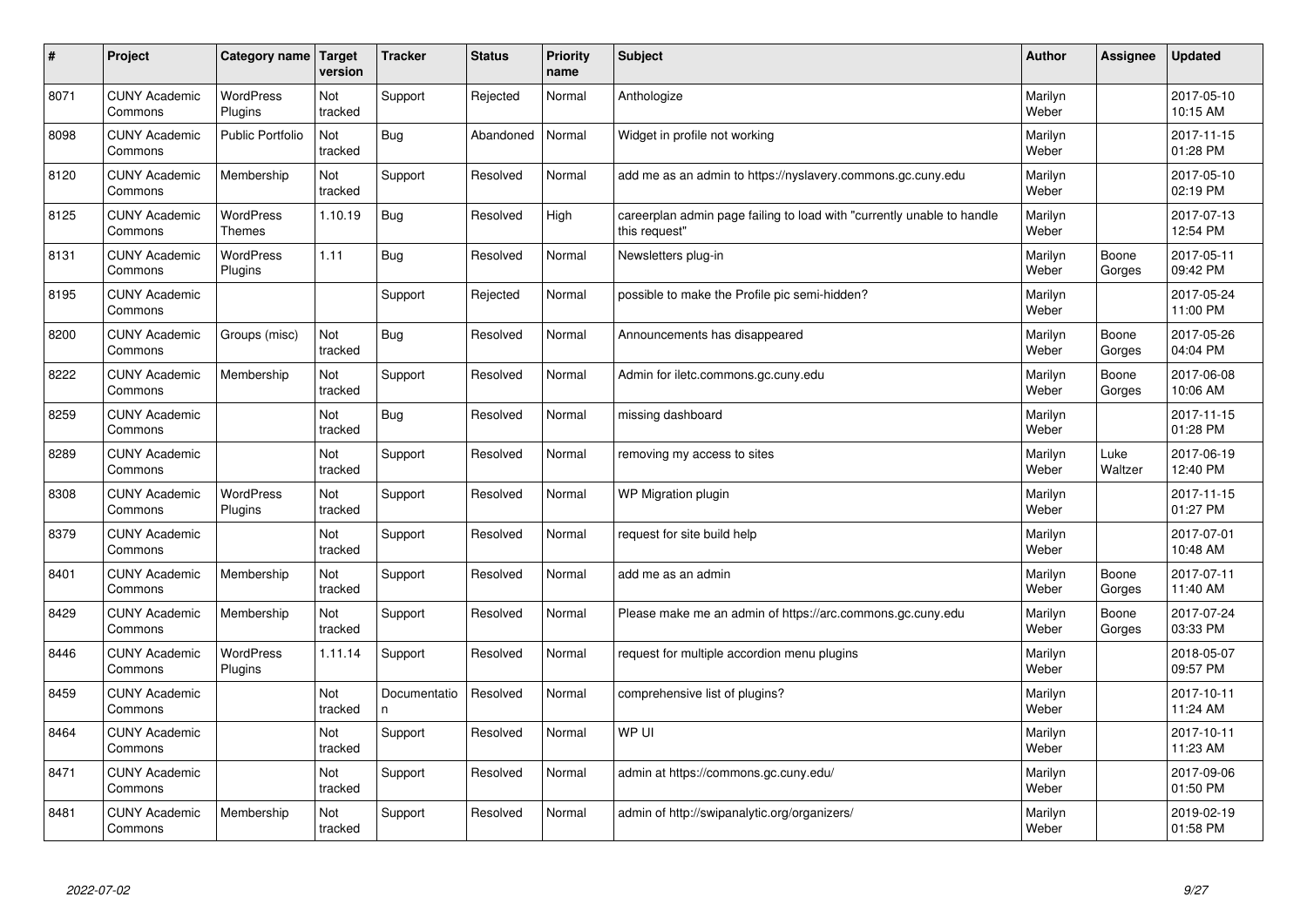| # | Project | Category name | Target version | Tracker | Status | Priority name | Subject | Author | Assignee | Updated |
|---|---|---|---|---|---|---|---|---|---|---|
| 8071 | CUNY Academic Commons | WordPress Plugins | Not tracked | Support | Rejected | Normal | Anthologize | Marilyn Weber | | 2017-05-10 10:15 AM |
| 8098 | CUNY Academic Commons | Public Portfolio | Not tracked | Bug | Abandoned | Normal | Widget in profile not working | Marilyn Weber | | 2017-11-15 01:28 PM |
| 8120 | CUNY Academic Commons | Membership | Not tracked | Support | Resolved | Normal | add me as an admin to https://nyslavery.commons.gc.cuny.edu | Marilyn Weber | | 2017-05-10 02:19 PM |
| 8125 | CUNY Academic Commons | WordPress Themes | 1.10.19 | Bug | Resolved | High | careerplan admin page failing to load with "currently unable to handle this request" | Marilyn Weber | | 2017-07-13 12:54 PM |
| 8131 | CUNY Academic Commons | WordPress Plugins | 1.11 | Bug | Resolved | Normal | Newsletters plug-in | Marilyn Weber | Boone Gorges | 2017-05-11 09:42 PM |
| 8195 | CUNY Academic Commons | | | Support | Rejected | Normal | possible to make the Profile pic semi-hidden? | Marilyn Weber | | 2017-05-24 11:00 PM |
| 8200 | CUNY Academic Commons | Groups (misc) | Not tracked | Bug | Resolved | Normal | Announcements has disappeared | Marilyn Weber | Boone Gorges | 2017-05-26 04:04 PM |
| 8222 | CUNY Academic Commons | Membership | Not tracked | Support | Resolved | Normal | Admin for iletc.commons.gc.cuny.edu | Marilyn Weber | Boone Gorges | 2017-06-08 10:06 AM |
| 8259 | CUNY Academic Commons | | Not tracked | Bug | Resolved | Normal | missing dashboard | Marilyn Weber | | 2017-11-15 01:28 PM |
| 8289 | CUNY Academic Commons | | Not tracked | Support | Resolved | Normal | removing my access to sites | Marilyn Weber | Luke Waltzer | 2017-06-19 12:40 PM |
| 8308 | CUNY Academic Commons | WordPress Plugins | Not tracked | Support | Resolved | Normal | WP Migration plugin | Marilyn Weber | | 2017-11-15 01:27 PM |
| 8379 | CUNY Academic Commons | | Not tracked | Support | Resolved | Normal | request for site build help | Marilyn Weber | | 2017-07-01 10:48 AM |
| 8401 | CUNY Academic Commons | Membership | Not tracked | Support | Resolved | Normal | add me as an admin | Marilyn Weber | Boone Gorges | 2017-07-11 11:40 AM |
| 8429 | CUNY Academic Commons | Membership | Not tracked | Support | Resolved | Normal | Please make me an admin of https://arc.commons.gc.cuny.edu | Marilyn Weber | Boone Gorges | 2017-07-24 03:33 PM |
| 8446 | CUNY Academic Commons | WordPress Plugins | 1.11.14 | Support | Resolved | Normal | request for multiple accordion menu plugins | Marilyn Weber | | 2018-05-07 09:57 PM |
| 8459 | CUNY Academic Commons | | Not tracked | Documentation | Resolved | Normal | comprehensive list of plugins? | Marilyn Weber | | 2017-10-11 11:24 AM |
| 8464 | CUNY Academic Commons | | Not tracked | Support | Resolved | Normal | WP UI | Marilyn Weber | | 2017-10-11 11:23 AM |
| 8471 | CUNY Academic Commons | | Not tracked | Support | Resolved | Normal | admin at https://commons.gc.cuny.edu/ | Marilyn Weber | | 2017-09-06 01:50 PM |
| 8481 | CUNY Academic Commons | Membership | Not tracked | Support | Resolved | Normal | admin of http://swipanalytic.org/organizers/ | Marilyn Weber | | 2019-02-19 01:58 PM |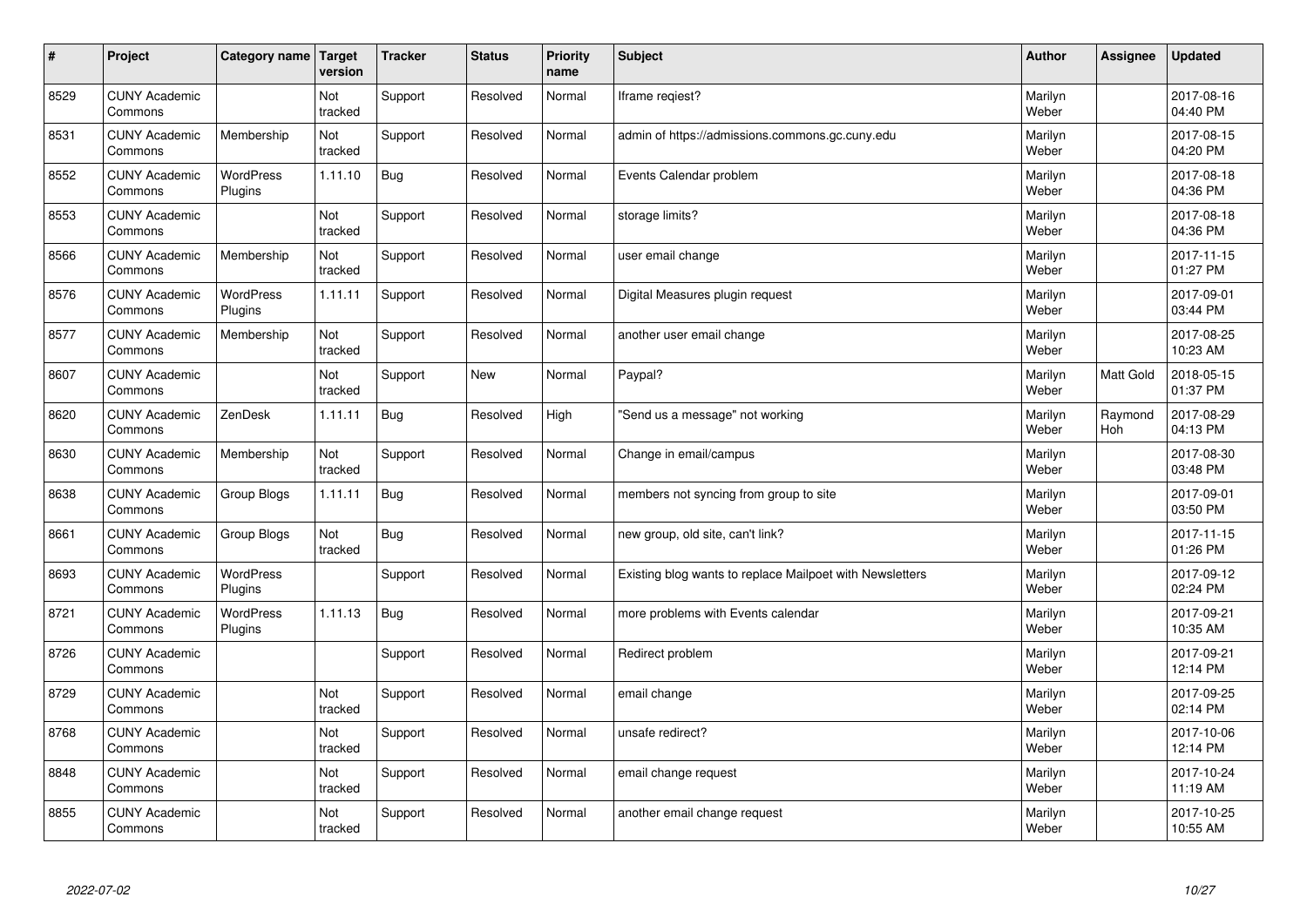| # | Project | Category name | Target version | Tracker | Status | Priority name | Subject | Author | Assignee | Updated |
|---|---|---|---|---|---|---|---|---|---|---|
| 8529 | CUNY Academic Commons | | Not tracked | Support | Resolved | Normal | Iframe reqiest? | Marilyn Weber | | 2017-08-16 04:40 PM |
| 8531 | CUNY Academic Commons | Membership | Not tracked | Support | Resolved | Normal | admin of https://admissions.commons.gc.cuny.edu | Marilyn Weber | | 2017-08-15 04:20 PM |
| 8552 | CUNY Academic Commons | WordPress Plugins | 1.11.10 | Bug | Resolved | Normal | Events Calendar problem | Marilyn Weber | | 2017-08-18 04:36 PM |
| 8553 | CUNY Academic Commons | | Not tracked | Support | Resolved | Normal | storage limits? | Marilyn Weber | | 2017-08-18 04:36 PM |
| 8566 | CUNY Academic Commons | Membership | Not tracked | Support | Resolved | Normal | user email change | Marilyn Weber | | 2017-11-15 01:27 PM |
| 8576 | CUNY Academic Commons | WordPress Plugins | 1.11.11 | Support | Resolved | Normal | Digital Measures plugin request | Marilyn Weber | | 2017-09-01 03:44 PM |
| 8577 | CUNY Academic Commons | Membership | Not tracked | Support | Resolved | Normal | another user email change | Marilyn Weber | | 2017-08-25 10:23 AM |
| 8607 | CUNY Academic Commons | | Not tracked | Support | New | Normal | Paypal? | Marilyn Weber | Matt Gold | 2018-05-15 01:37 PM |
| 8620 | CUNY Academic Commons | ZenDesk | 1.11.11 | Bug | Resolved | High | "Send us a message" not working | Marilyn Weber | Raymond Hoh | 2017-08-29 04:13 PM |
| 8630 | CUNY Academic Commons | Membership | Not tracked | Support | Resolved | Normal | Change in email/campus | Marilyn Weber | | 2017-08-30 03:48 PM |
| 8638 | CUNY Academic Commons | Group Blogs | 1.11.11 | Bug | Resolved | Normal | members not syncing from group to site | Marilyn Weber | | 2017-09-01 03:50 PM |
| 8661 | CUNY Academic Commons | Group Blogs | Not tracked | Bug | Resolved | Normal | new group, old site, can't link? | Marilyn Weber | | 2017-11-15 01:26 PM |
| 8693 | CUNY Academic Commons | WordPress Plugins | | Support | Resolved | Normal | Existing blog wants to replace Mailpoet with Newsletters | Marilyn Weber | | 2017-09-12 02:24 PM |
| 8721 | CUNY Academic Commons | WordPress Plugins | 1.11.13 | Bug | Resolved | Normal | more problems with Events calendar | Marilyn Weber | | 2017-09-21 10:35 AM |
| 8726 | CUNY Academic Commons | | | Support | Resolved | Normal | Redirect problem | Marilyn Weber | | 2017-09-21 12:14 PM |
| 8729 | CUNY Academic Commons | | Not tracked | Support | Resolved | Normal | email change | Marilyn Weber | | 2017-09-25 02:14 PM |
| 8768 | CUNY Academic Commons | | Not tracked | Support | Resolved | Normal | unsafe redirect? | Marilyn Weber | | 2017-10-06 12:14 PM |
| 8848 | CUNY Academic Commons | | Not tracked | Support | Resolved | Normal | email change request | Marilyn Weber | | 2017-10-24 11:19 AM |
| 8855 | CUNY Academic Commons | | Not tracked | Support | Resolved | Normal | another email change request | Marilyn Weber | | 2017-10-25 10:55 AM |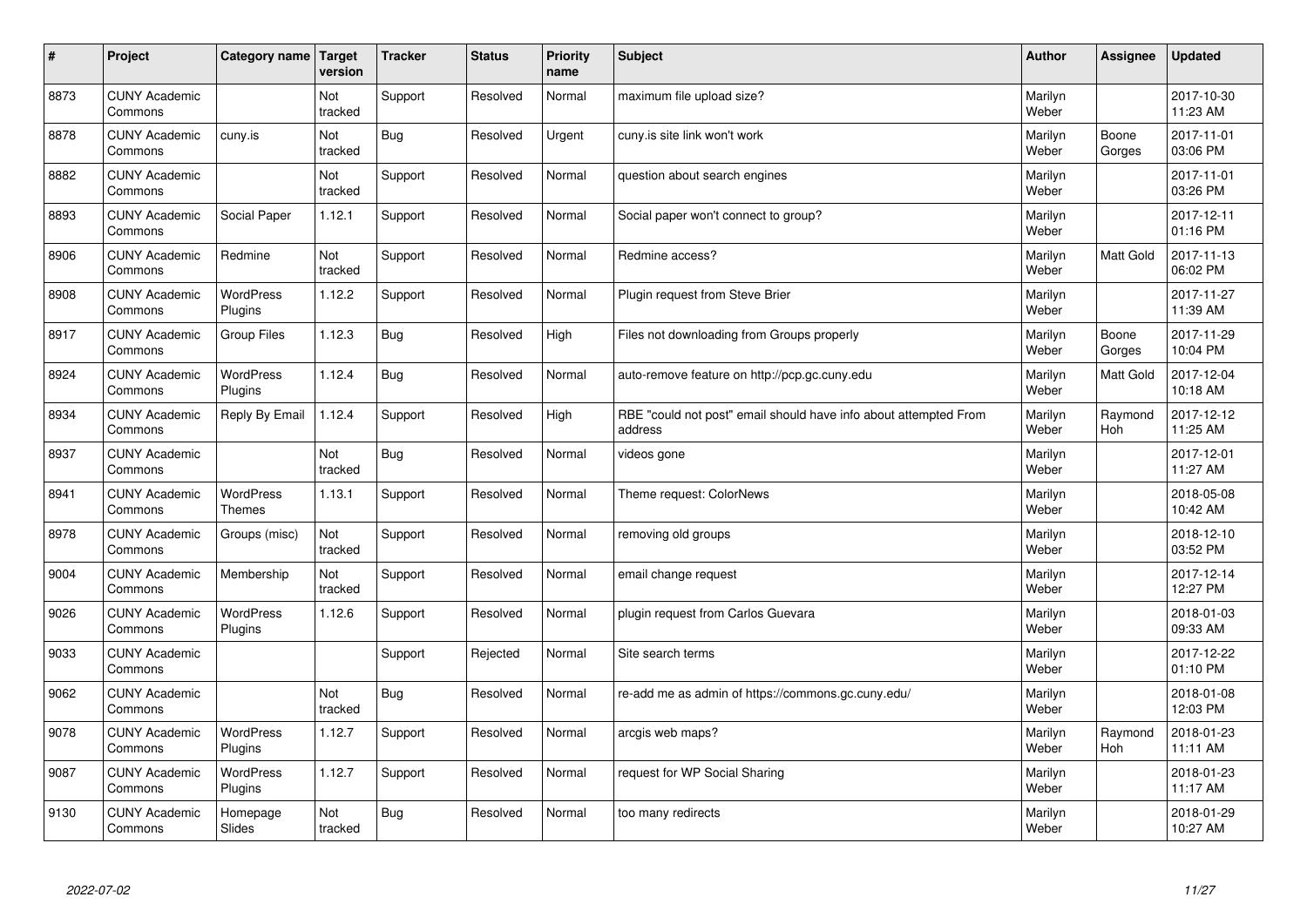| # | Project | Category name | Target version | Tracker | Status | Priority name | Subject | Author | Assignee | Updated |
|---|---|---|---|---|---|---|---|---|---|---|
| 8873 | CUNY Academic Commons | | Not tracked | Support | Resolved | Normal | maximum file upload size? | Marilyn Weber | | 2017-10-30 11:23 AM |
| 8878 | CUNY Academic Commons | cuny.is | Not tracked | Bug | Resolved | Urgent | cuny.is site link won't work | Marilyn Weber | Boone Gorges | 2017-11-01 03:06 PM |
| 8882 | CUNY Academic Commons | | Not tracked | Support | Resolved | Normal | question about search engines | Marilyn Weber | | 2017-11-01 03:26 PM |
| 8893 | CUNY Academic Commons | Social Paper | 1.12.1 | Support | Resolved | Normal | Social paper won't connect to group? | Marilyn Weber | | 2017-12-11 01:16 PM |
| 8906 | CUNY Academic Commons | Redmine | Not tracked | Support | Resolved | Normal | Redmine access? | Marilyn Weber | Matt Gold | 2017-11-13 06:02 PM |
| 8908 | CUNY Academic Commons | WordPress Plugins | 1.12.2 | Support | Resolved | Normal | Plugin request from Steve Brier | Marilyn Weber | | 2017-11-27 11:39 AM |
| 8917 | CUNY Academic Commons | Group Files | 1.12.3 | Bug | Resolved | High | Files not downloading from Groups properly | Marilyn Weber | Boone Gorges | 2017-11-29 10:04 PM |
| 8924 | CUNY Academic Commons | WordPress Plugins | 1.12.4 | Bug | Resolved | Normal | auto-remove feature on http://pcp.gc.cuny.edu | Marilyn Weber | Matt Gold | 2017-12-04 10:18 AM |
| 8934 | CUNY Academic Commons | Reply By Email | 1.12.4 | Support | Resolved | High | RBE "could not post" email should have info about attempted From address | Marilyn Weber | Raymond Hoh | 2017-12-12 11:25 AM |
| 8937 | CUNY Academic Commons | | Not tracked | Bug | Resolved | Normal | videos gone | Marilyn Weber | | 2017-12-01 11:27 AM |
| 8941 | CUNY Academic Commons | WordPress Themes | 1.13.1 | Support | Resolved | Normal | Theme request: ColorNews | Marilyn Weber | | 2018-05-08 10:42 AM |
| 8978 | CUNY Academic Commons | Groups (misc) | Not tracked | Support | Resolved | Normal | removing old groups | Marilyn Weber | | 2018-12-10 03:52 PM |
| 9004 | CUNY Academic Commons | Membership | Not tracked | Support | Resolved | Normal | email change request | Marilyn Weber | | 2017-12-14 12:27 PM |
| 9026 | CUNY Academic Commons | WordPress Plugins | 1.12.6 | Support | Resolved | Normal | plugin request from Carlos Guevara | Marilyn Weber | | 2018-01-03 09:33 AM |
| 9033 | CUNY Academic Commons | | | Support | Rejected | Normal | Site search terms | Marilyn Weber | | 2017-12-22 01:10 PM |
| 9062 | CUNY Academic Commons | | Not tracked | Bug | Resolved | Normal | re-add me as admin of https://commons.gc.cuny.edu/ | Marilyn Weber | | 2018-01-08 12:03 PM |
| 9078 | CUNY Academic Commons | WordPress Plugins | 1.12.7 | Support | Resolved | Normal | arcgis web maps? | Marilyn Weber | Raymond Hoh | 2018-01-23 11:11 AM |
| 9087 | CUNY Academic Commons | WordPress Plugins | 1.12.7 | Support | Resolved | Normal | request for WP Social Sharing | Marilyn Weber | | 2018-01-23 11:17 AM |
| 9130 | CUNY Academic Commons | Homepage Slides | Not tracked | Bug | Resolved | Normal | too many redirects | Marilyn Weber | | 2018-01-29 10:27 AM |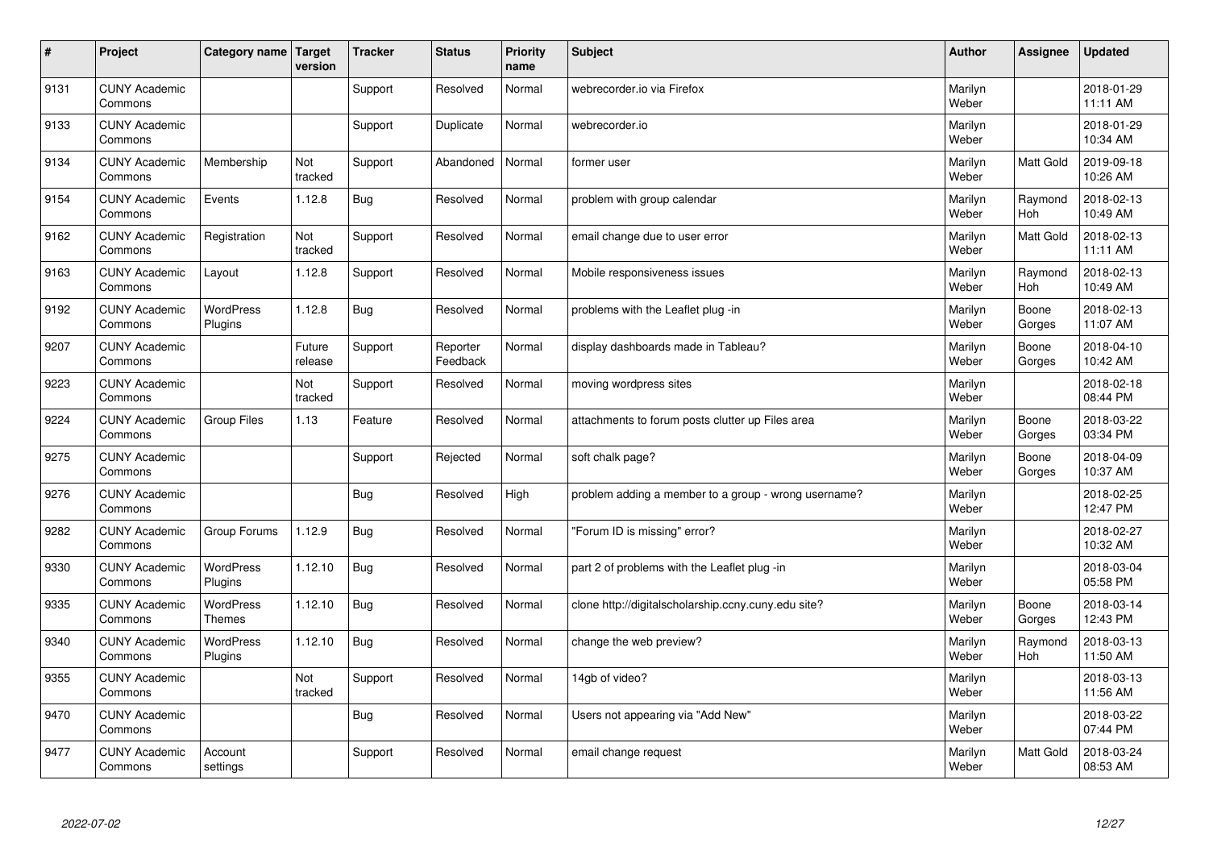| # | Project | Category name | Target version | Tracker | Status | Priority name | Subject | Author | Assignee | Updated |
|---|---|---|---|---|---|---|---|---|---|---|
| 9131 | CUNY Academic Commons | | | Support | Resolved | Normal | webrecorder.io via Firefox | Marilyn Weber | | 2018-01-29 11:11 AM |
| 9133 | CUNY Academic Commons | | | Support | Duplicate | Normal | webrecorder.io | Marilyn Weber | | 2018-01-29 10:34 AM |
| 9134 | CUNY Academic Commons | Membership | Not tracked | Support | Abandoned | Normal | former user | Marilyn Weber | Matt Gold | 2019-09-18 10:26 AM |
| 9154 | CUNY Academic Commons | Events | 1.12.8 | Bug | Resolved | Normal | problem with group calendar | Marilyn Weber | Raymond Hoh | 2018-02-13 10:49 AM |
| 9162 | CUNY Academic Commons | Registration | Not tracked | Support | Resolved | Normal | email change due to user error | Marilyn Weber | Matt Gold | 2018-02-13 11:11 AM |
| 9163 | CUNY Academic Commons | Layout | 1.12.8 | Support | Resolved | Normal | Mobile responsiveness issues | Marilyn Weber | Raymond Hoh | 2018-02-13 10:49 AM |
| 9192 | CUNY Academic Commons | WordPress Plugins | 1.12.8 | Bug | Resolved | Normal | problems with the Leaflet plug -in | Marilyn Weber | Boone Gorges | 2018-02-13 11:07 AM |
| 9207 | CUNY Academic Commons | | Future release | Support | Reporter Feedback | Normal | display dashboards made in Tableau? | Marilyn Weber | Boone Gorges | 2018-04-10 10:42 AM |
| 9223 | CUNY Academic Commons | | Not tracked | Support | Resolved | Normal | moving wordpress sites | Marilyn Weber | | 2018-02-18 08:44 PM |
| 9224 | CUNY Academic Commons | Group Files | 1.13 | Feature | Resolved | Normal | attachments to forum posts clutter up Files area | Marilyn Weber | Boone Gorges | 2018-03-22 03:34 PM |
| 9275 | CUNY Academic Commons | | | Support | Rejected | Normal | soft chalk page? | Marilyn Weber | Boone Gorges | 2018-04-09 10:37 AM |
| 9276 | CUNY Academic Commons | | | Bug | Resolved | High | problem adding a member to a group - wrong username? | Marilyn Weber | | 2018-02-25 12:47 PM |
| 9282 | CUNY Academic Commons | Group Forums | 1.12.9 | Bug | Resolved | Normal | "Forum ID is missing" error? | Marilyn Weber | | 2018-02-27 10:32 AM |
| 9330 | CUNY Academic Commons | WordPress Plugins | 1.12.10 | Bug | Resolved | Normal | part 2 of problems with the Leaflet plug -in | Marilyn Weber | | 2018-03-04 05:58 PM |
| 9335 | CUNY Academic Commons | WordPress Themes | 1.12.10 | Bug | Resolved | Normal | clone http://digitalscholarship.ccny.cuny.edu site? | Marilyn Weber | Boone Gorges | 2018-03-14 12:43 PM |
| 9340 | CUNY Academic Commons | WordPress Plugins | 1.12.10 | Bug | Resolved | Normal | change the web preview? | Marilyn Weber | Raymond Hoh | 2018-03-13 11:50 AM |
| 9355 | CUNY Academic Commons | | Not tracked | Support | Resolved | Normal | 14gb of video? | Marilyn Weber | | 2018-03-13 11:56 AM |
| 9470 | CUNY Academic Commons | | | Bug | Resolved | Normal | Users not appearing via "Add New" | Marilyn Weber | | 2018-03-22 07:44 PM |
| 9477 | CUNY Academic Commons | Account settings | | Support | Resolved | Normal | email change request | Marilyn Weber | Matt Gold | 2018-03-24 08:53 AM |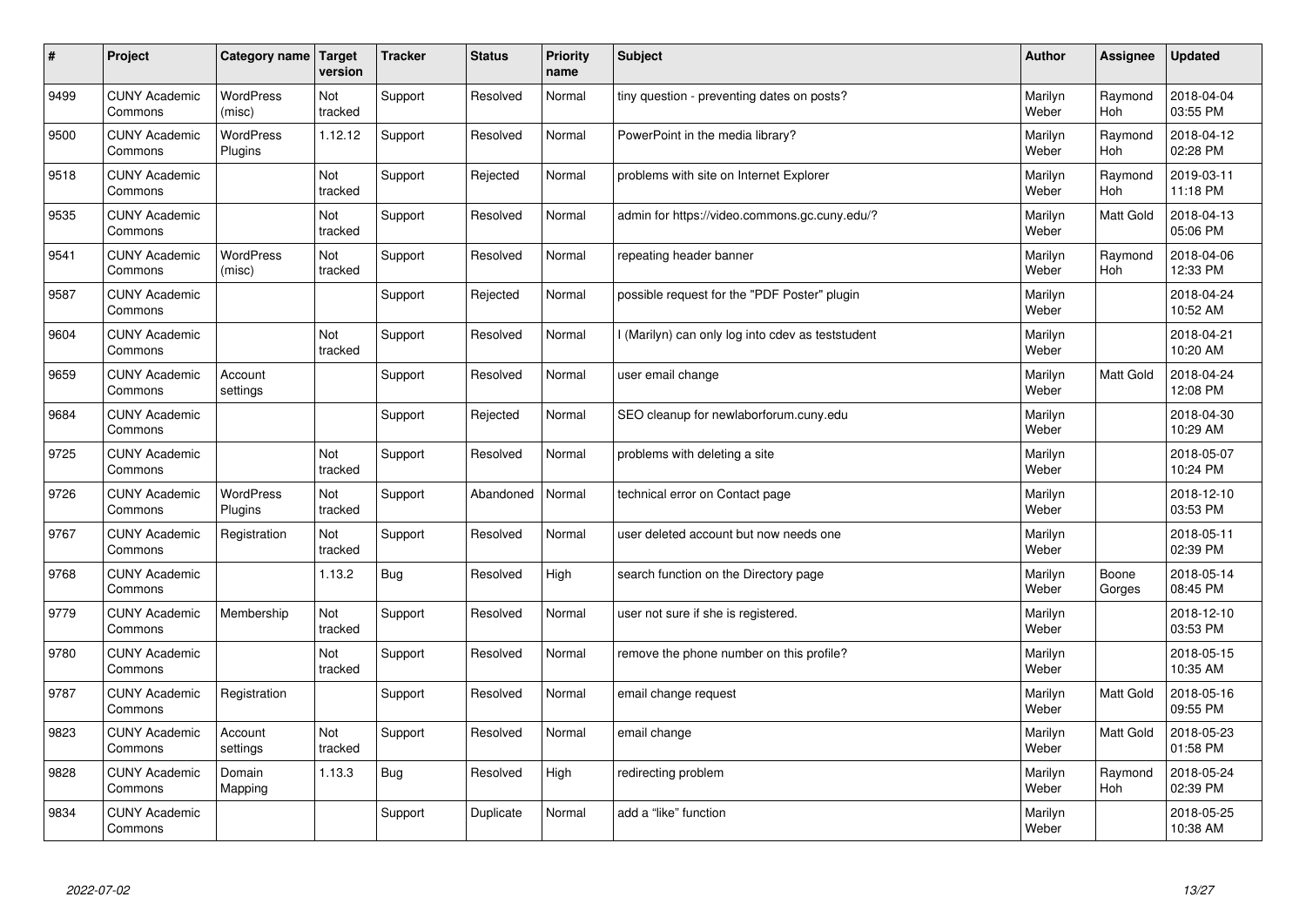| # | Project | Category name | Target version | Tracker | Status | Priority name | Subject | Author | Assignee | Updated |
|---|---|---|---|---|---|---|---|---|---|---|
| 9499 | CUNY Academic Commons | WordPress (misc) | Not tracked | Support | Resolved | Normal | tiny question - preventing dates on posts? | Marilyn Weber | Raymond Hoh | 2018-04-04 03:55 PM |
| 9500 | CUNY Academic Commons | WordPress Plugins | 1.12.12 | Support | Resolved | Normal | PowerPoint in the media library? | Marilyn Weber | Raymond Hoh | 2018-04-12 02:28 PM |
| 9518 | CUNY Academic Commons | | Not tracked | Support | Rejected | Normal | problems with site on Internet Explorer | Marilyn Weber | Raymond Hoh | 2019-03-11 11:18 PM |
| 9535 | CUNY Academic Commons | | Not tracked | Support | Resolved | Normal | admin for https://video.commons.gc.cuny.edu/? | Marilyn Weber | Matt Gold | 2018-04-13 05:06 PM |
| 9541 | CUNY Academic Commons | WordPress (misc) | Not tracked | Support | Resolved | Normal | repeating header banner | Marilyn Weber | Raymond Hoh | 2018-04-06 12:33 PM |
| 9587 | CUNY Academic Commons | | | Support | Rejected | Normal | possible request for the "PDF Poster" plugin | Marilyn Weber | | 2018-04-24 10:52 AM |
| 9604 | CUNY Academic Commons | | Not tracked | Support | Resolved | Normal | I (Marilyn) can only log into cdev as teststudent | Marilyn Weber | | 2018-04-21 10:20 AM |
| 9659 | CUNY Academic Commons | Account settings | | Support | Resolved | Normal | user email change | Marilyn Weber | Matt Gold | 2018-04-24 12:08 PM |
| 9684 | CUNY Academic Commons | | | Support | Rejected | Normal | SEO cleanup for newlaborforum.cuny.edu | Marilyn Weber | | 2018-04-30 10:29 AM |
| 9725 | CUNY Academic Commons | | Not tracked | Support | Resolved | Normal | problems with deleting a site | Marilyn Weber | | 2018-05-07 10:24 PM |
| 9726 | CUNY Academic Commons | WordPress Plugins | Not tracked | Support | Abandoned | Normal | technical error on Contact page | Marilyn Weber | | 2018-12-10 03:53 PM |
| 9767 | CUNY Academic Commons | Registration | Not tracked | Support | Resolved | Normal | user deleted account but now needs one | Marilyn Weber | | 2018-05-11 02:39 PM |
| 9768 | CUNY Academic Commons | | 1.13.2 | Bug | Resolved | High | search function on the Directory page | Marilyn Weber | Boone Gorges | 2018-05-14 08:45 PM |
| 9779 | CUNY Academic Commons | Membership | Not tracked | Support | Resolved | Normal | user not sure if she is registered. | Marilyn Weber | | 2018-12-10 03:53 PM |
| 9780 | CUNY Academic Commons | | Not tracked | Support | Resolved | Normal | remove the phone number on this profile? | Marilyn Weber | | 2018-05-15 10:35 AM |
| 9787 | CUNY Academic Commons | Registration | | Support | Resolved | Normal | email change request | Marilyn Weber | Matt Gold | 2018-05-16 09:55 PM |
| 9823 | CUNY Academic Commons | Account settings | Not tracked | Support | Resolved | Normal | email change | Marilyn Weber | Matt Gold | 2018-05-23 01:58 PM |
| 9828 | CUNY Academic Commons | Domain Mapping | 1.13.3 | Bug | Resolved | High | redirecting problem | Marilyn Weber | Raymond Hoh | 2018-05-24 02:39 PM |
| 9834 | CUNY Academic Commons | | | Support | Duplicate | Normal | add a "like" function | Marilyn Weber | | 2018-05-25 10:38 AM |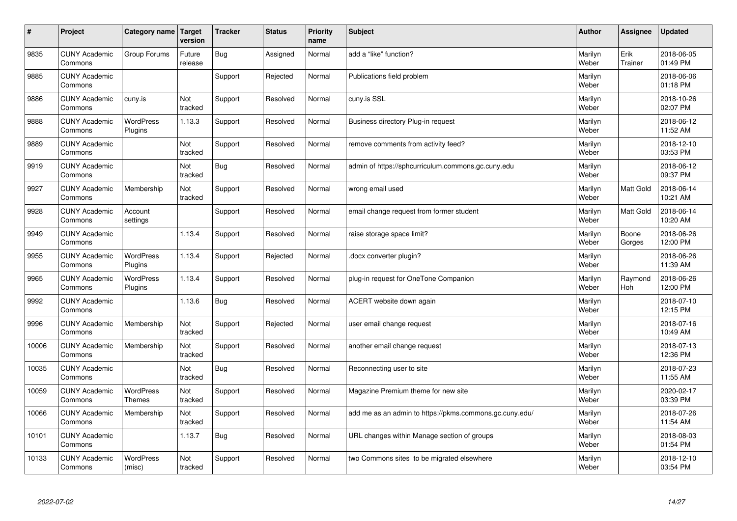| # | Project | Category name | Target version | Tracker | Status | Priority name | Subject | Author | Assignee | Updated |
|---|---|---|---|---|---|---|---|---|---|---|
| 9835 | CUNY Academic Commons | Group Forums | Future release | Bug | Assigned | Normal | add a "like" function? | Marilyn Weber | Erik Trainer | 2018-06-05 01:49 PM |
| 9885 | CUNY Academic Commons | | | Support | Rejected | Normal | Publications field problem | Marilyn Weber | | 2018-06-06 01:18 PM |
| 9886 | CUNY Academic Commons | cuny.is | Not tracked | Support | Resolved | Normal | cuny.is SSL | Marilyn Weber | | 2018-10-26 02:07 PM |
| 9888 | CUNY Academic Commons | WordPress Plugins | 1.13.3 | Support | Resolved | Normal | Business directory Plug-in request | Marilyn Weber | | 2018-06-12 11:52 AM |
| 9889 | CUNY Academic Commons | | Not tracked | Support | Resolved | Normal | remove comments from activity feed? | Marilyn Weber | | 2018-12-10 03:53 PM |
| 9919 | CUNY Academic Commons | | Not tracked | Bug | Resolved | Normal | admin of https://sphcurriculum.commons.gc.cuny.edu | Marilyn Weber | | 2018-06-12 09:37 PM |
| 9927 | CUNY Academic Commons | Membership | Not tracked | Support | Resolved | Normal | wrong email used | Marilyn Weber | Matt Gold | 2018-06-14 10:21 AM |
| 9928 | CUNY Academic Commons | Account settings | | Support | Resolved | Normal | email change request from former student | Marilyn Weber | Matt Gold | 2018-06-14 10:20 AM |
| 9949 | CUNY Academic Commons | | 1.13.4 | Support | Resolved | Normal | raise storage space limit? | Marilyn Weber | Boone Gorges | 2018-06-26 12:00 PM |
| 9955 | CUNY Academic Commons | WordPress Plugins | 1.13.4 | Support | Rejected | Normal | .docx converter plugin? | Marilyn Weber | | 2018-06-26 11:39 AM |
| 9965 | CUNY Academic Commons | WordPress Plugins | 1.13.4 | Support | Resolved | Normal | plug-in request for OneTone Companion | Marilyn Weber | Raymond Hoh | 2018-06-26 12:00 PM |
| 9992 | CUNY Academic Commons | | 1.13.6 | Bug | Resolved | Normal | ACERT website down again | Marilyn Weber | | 2018-07-10 12:15 PM |
| 9996 | CUNY Academic Commons | Membership | Not tracked | Support | Rejected | Normal | user email change request | Marilyn Weber | | 2018-07-16 10:49 AM |
| 10006 | CUNY Academic Commons | Membership | Not tracked | Support | Resolved | Normal | another email change request | Marilyn Weber | | 2018-07-13 12:36 PM |
| 10035 | CUNY Academic Commons | | Not tracked | Bug | Resolved | Normal | Reconnecting user to site | Marilyn Weber | | 2018-07-23 11:55 AM |
| 10059 | CUNY Academic Commons | WordPress Themes | Not tracked | Support | Resolved | Normal | Magazine Premium theme for new site | Marilyn Weber | | 2020-02-17 03:39 PM |
| 10066 | CUNY Academic Commons | Membership | Not tracked | Support | Resolved | Normal | add me as an admin to https://pkms.commons.gc.cuny.edu/ | Marilyn Weber | | 2018-07-26 11:54 AM |
| 10101 | CUNY Academic Commons | | 1.13.7 | Bug | Resolved | Normal | URL changes within Manage section of groups | Marilyn Weber | | 2018-08-03 01:54 PM |
| 10133 | CUNY Academic Commons | WordPress (misc) | Not tracked | Support | Resolved | Normal | two Commons sites to be migrated elsewhere | Marilyn Weber | | 2018-12-10 03:54 PM |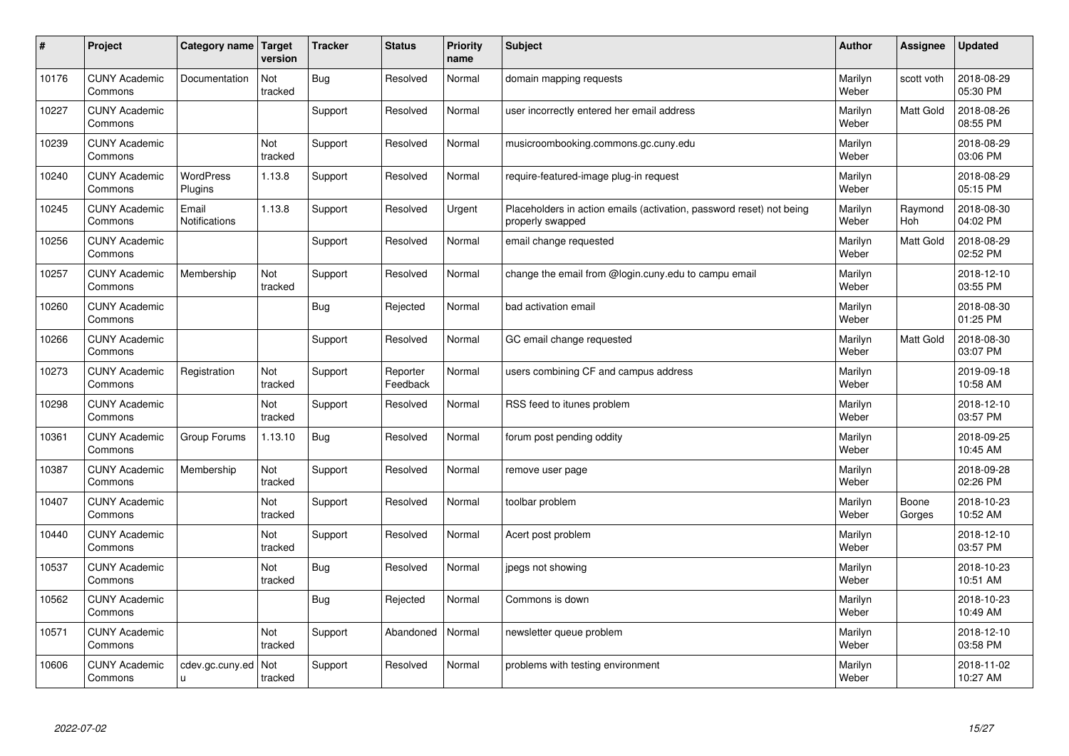| # | Project | Category name | Target version | Tracker | Status | Priority name | Subject | Author | Assignee | Updated |
|---|---|---|---|---|---|---|---|---|---|---|
| 10176 | CUNY Academic Commons | Documentation | Not tracked | Bug | Resolved | Normal | domain mapping requests | Marilyn Weber | scott voth | 2018-08-29 05:30 PM |
| 10227 | CUNY Academic Commons | | | Support | Resolved | Normal | user incorrectly entered her email address | Marilyn Weber | Matt Gold | 2018-08-26 08:55 PM |
| 10239 | CUNY Academic Commons | | Not tracked | Support | Resolved | Normal | musicroombooking.commons.gc.cuny.edu | Marilyn Weber | | 2018-08-29 03:06 PM |
| 10240 | CUNY Academic Commons | WordPress Plugins | 1.13.8 | Support | Resolved | Normal | require-featured-image plug-in request | Marilyn Weber | | 2018-08-29 05:15 PM |
| 10245 | CUNY Academic Commons | Email Notifications | 1.13.8 | Support | Resolved | Urgent | Placeholders in action emails (activation, password reset) not being properly swapped | Marilyn Weber | Raymond Hoh | 2018-08-30 04:02 PM |
| 10256 | CUNY Academic Commons | | | Support | Resolved | Normal | email change requested | Marilyn Weber | Matt Gold | 2018-08-29 02:52 PM |
| 10257 | CUNY Academic Commons | Membership | Not tracked | Support | Resolved | Normal | change the email from @login.cuny.edu to campu email | Marilyn Weber | | 2018-12-10 03:55 PM |
| 10260 | CUNY Academic Commons | | | Bug | Rejected | Normal | bad activation email | Marilyn Weber | | 2018-08-30 01:25 PM |
| 10266 | CUNY Academic Commons | | | Support | Resolved | Normal | GC email change requested | Marilyn Weber | Matt Gold | 2018-08-30 03:07 PM |
| 10273 | CUNY Academic Commons | Registration | Not tracked | Support | Reporter Feedback | Normal | users combining CF and campus address | Marilyn Weber | | 2019-09-18 10:58 AM |
| 10298 | CUNY Academic Commons | | Not tracked | Support | Resolved | Normal | RSS feed to itunes problem | Marilyn Weber | | 2018-12-10 03:57 PM |
| 10361 | CUNY Academic Commons | Group Forums | 1.13.10 | Bug | Resolved | Normal | forum post pending oddity | Marilyn Weber | | 2018-09-25 10:45 AM |
| 10387 | CUNY Academic Commons | Membership | Not tracked | Support | Resolved | Normal | remove user page | Marilyn Weber | | 2018-09-28 02:26 PM |
| 10407 | CUNY Academic Commons | | Not tracked | Support | Resolved | Normal | toolbar problem | Marilyn Weber | Boone Gorges | 2018-10-23 10:52 AM |
| 10440 | CUNY Academic Commons | | Not tracked | Support | Resolved | Normal | Acert post problem | Marilyn Weber | | 2018-12-10 03:57 PM |
| 10537 | CUNY Academic Commons | | Not tracked | Bug | Resolved | Normal | jpegs not showing | Marilyn Weber | | 2018-10-23 10:51 AM |
| 10562 | CUNY Academic Commons | | | Bug | Rejected | Normal | Commons is down | Marilyn Weber | | 2018-10-23 10:49 AM |
| 10571 | CUNY Academic Commons | | Not tracked | Support | Abandoned | Normal | newsletter queue problem | Marilyn Weber | | 2018-12-10 03:58 PM |
| 10606 | CUNY Academic Commons | cdev.gc.cuny.edu | Not tracked | Support | Resolved | Normal | problems with testing environment | Marilyn Weber | | 2018-11-02 10:27 AM |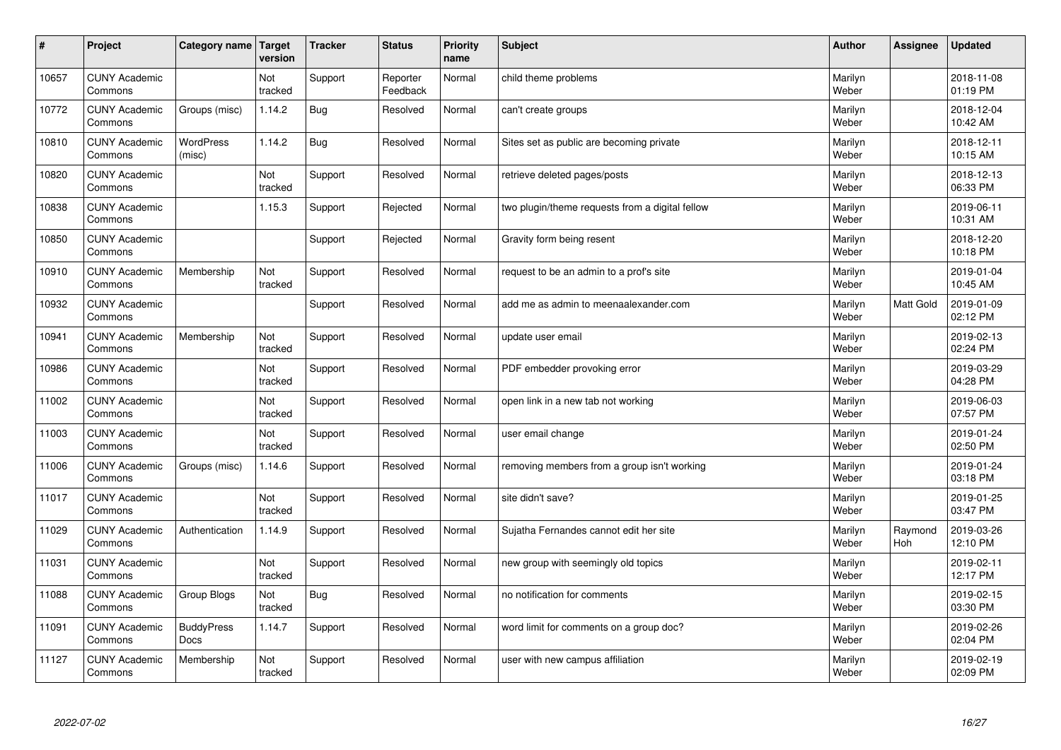| # | Project | Category name | Target version | Tracker | Status | Priority name | Subject | Author | Assignee | Updated |
|---|---|---|---|---|---|---|---|---|---|---|
| 10657 | CUNY Academic Commons | | Not tracked | Support | Reporter Feedback | Normal | child theme problems | Marilyn Weber | | 2018-11-08 01:19 PM |
| 10772 | CUNY Academic Commons | Groups (misc) | 1.14.2 | Bug | Resolved | Normal | can't create groups | Marilyn Weber | | 2018-12-04 10:42 AM |
| 10810 | CUNY Academic Commons | WordPress (misc) | 1.14.2 | Bug | Resolved | Normal | Sites set as public are becoming private | Marilyn Weber | | 2018-12-11 10:15 AM |
| 10820 | CUNY Academic Commons | | Not tracked | Support | Resolved | Normal | retrieve deleted pages/posts | Marilyn Weber | | 2018-12-13 06:33 PM |
| 10838 | CUNY Academic Commons | | 1.15.3 | Support | Rejected | Normal | two plugin/theme requests from a digital fellow | Marilyn Weber | | 2019-06-11 10:31 AM |
| 10850 | CUNY Academic Commons | | | Support | Rejected | Normal | Gravity form being resent | Marilyn Weber | | 2018-12-20 10:18 PM |
| 10910 | CUNY Academic Commons | Membership | Not tracked | Support | Resolved | Normal | request to be an admin to a prof's site | Marilyn Weber | | 2019-01-04 10:45 AM |
| 10932 | CUNY Academic Commons | | | Support | Resolved | Normal | add me as admin to meenaalexander.com | Marilyn Weber | Matt Gold | 2019-01-09 02:12 PM |
| 10941 | CUNY Academic Commons | Membership | Not tracked | Support | Resolved | Normal | update user email | Marilyn Weber | | 2019-02-13 02:24 PM |
| 10986 | CUNY Academic Commons | | Not tracked | Support | Resolved | Normal | PDF embedder provoking error | Marilyn Weber | | 2019-03-29 04:28 PM |
| 11002 | CUNY Academic Commons | | Not tracked | Support | Resolved | Normal | open link in a new tab not working | Marilyn Weber | | 2019-06-03 07:57 PM |
| 11003 | CUNY Academic Commons | | Not tracked | Support | Resolved | Normal | user email change | Marilyn Weber | | 2019-01-24 02:50 PM |
| 11006 | CUNY Academic Commons | Groups (misc) | 1.14.6 | Support | Resolved | Normal | removing members from a group isn't working | Marilyn Weber | | 2019-01-24 03:18 PM |
| 11017 | CUNY Academic Commons | | Not tracked | Support | Resolved | Normal | site didn't save? | Marilyn Weber | | 2019-01-25 03:47 PM |
| 11029 | CUNY Academic Commons | Authentication | 1.14.9 | Support | Resolved | Normal | Sujatha Fernandes cannot edit her site | Marilyn Weber | Raymond Hoh | 2019-03-26 12:10 PM |
| 11031 | CUNY Academic Commons | | Not tracked | Support | Resolved | Normal | new group with seemingly old topics | Marilyn Weber | | 2019-02-11 12:17 PM |
| 11088 | CUNY Academic Commons | Group Blogs | Not tracked | Bug | Resolved | Normal | no notification for comments | Marilyn Weber | | 2019-02-15 03:30 PM |
| 11091 | CUNY Academic Commons | BuddyPress Docs | 1.14.7 | Support | Resolved | Normal | word limit for comments on a group doc? | Marilyn Weber | | 2019-02-26 02:04 PM |
| 11127 | CUNY Academic Commons | Membership | Not tracked | Support | Resolved | Normal | user with new campus affiliation | Marilyn Weber | | 2019-02-19 02:09 PM |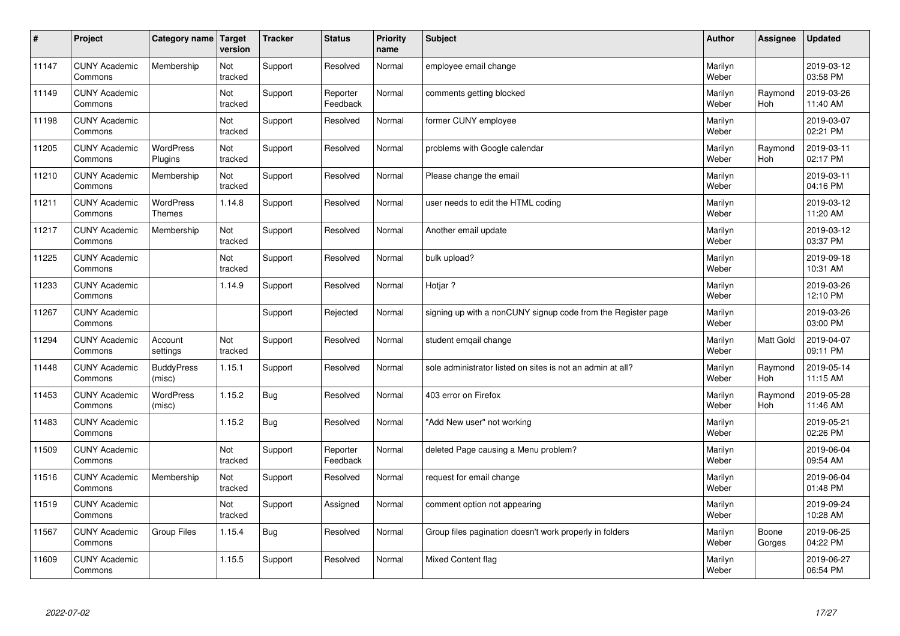| # | Project | Category name | Target version | Tracker | Status | Priority name | Subject | Author | Assignee | Updated |
|---|---|---|---|---|---|---|---|---|---|---|
| 11147 | CUNY Academic Commons | Membership | Not tracked | Support | Resolved | Normal | employee email change | Marilyn Weber | | 2019-03-12 03:58 PM |
| 11149 | CUNY Academic Commons | | Not tracked | Support | Reporter Feedback | Normal | comments getting blocked | Marilyn Weber | Raymond Hoh | 2019-03-26 11:40 AM |
| 11198 | CUNY Academic Commons | | Not tracked | Support | Resolved | Normal | former CUNY employee | Marilyn Weber | | 2019-03-07 02:21 PM |
| 11205 | CUNY Academic Commons | WordPress Plugins | Not tracked | Support | Resolved | Normal | problems with Google calendar | Marilyn Weber | Raymond Hoh | 2019-03-11 02:17 PM |
| 11210 | CUNY Academic Commons | Membership | Not tracked | Support | Resolved | Normal | Please change the email | Marilyn Weber | | 2019-03-11 04:16 PM |
| 11211 | CUNY Academic Commons | WordPress Themes | 1.14.8 | Support | Resolved | Normal | user needs to edit the HTML coding | Marilyn Weber | | 2019-03-12 11:20 AM |
| 11217 | CUNY Academic Commons | Membership | Not tracked | Support | Resolved | Normal | Another email update | Marilyn Weber | | 2019-03-12 03:37 PM |
| 11225 | CUNY Academic Commons | | Not tracked | Support | Resolved | Normal | bulk upload? | Marilyn Weber | | 2019-09-18 10:31 AM |
| 11233 | CUNY Academic Commons | | 1.14.9 | Support | Resolved | Normal | Hotjar ? | Marilyn Weber | | 2019-03-26 12:10 PM |
| 11267 | CUNY Academic Commons | | | Support | Rejected | Normal | signing up with a nonCUNY signup code from the Register page | Marilyn Weber | | 2019-03-26 03:00 PM |
| 11294 | CUNY Academic Commons | Account settings | Not tracked | Support | Resolved | Normal | student emqail change | Marilyn Weber | Matt Gold | 2019-04-07 09:11 PM |
| 11448 | CUNY Academic Commons | BuddyPress (misc) | 1.15.1 | Support | Resolved | Normal | sole administrator listed on sites is not an admin at all? | Marilyn Weber | Raymond Hoh | 2019-05-14 11:15 AM |
| 11453 | CUNY Academic Commons | WordPress (misc) | 1.15.2 | Bug | Resolved | Normal | 403 error on Firefox | Marilyn Weber | Raymond Hoh | 2019-05-28 11:46 AM |
| 11483 | CUNY Academic Commons | | 1.15.2 | Bug | Resolved | Normal | "Add New user" not working | Marilyn Weber | | 2019-05-21 02:26 PM |
| 11509 | CUNY Academic Commons | | Not tracked | Support | Reporter Feedback | Normal | deleted Page causing a Menu problem? | Marilyn Weber | | 2019-06-04 09:54 AM |
| 11516 | CUNY Academic Commons | Membership | Not tracked | Support | Resolved | Normal | request for email change | Marilyn Weber | | 2019-06-04 01:48 PM |
| 11519 | CUNY Academic Commons | | Not tracked | Support | Assigned | Normal | comment option not appearing | Marilyn Weber | | 2019-09-24 10:28 AM |
| 11567 | CUNY Academic Commons | Group Files | 1.15.4 | Bug | Resolved | Normal | Group files pagination doesn't work properly in folders | Marilyn Weber | Boone Gorges | 2019-06-25 04:22 PM |
| 11609 | CUNY Academic Commons | | 1.15.5 | Support | Resolved | Normal | Mixed Content flag | Marilyn Weber | | 2019-06-27 06:54 PM |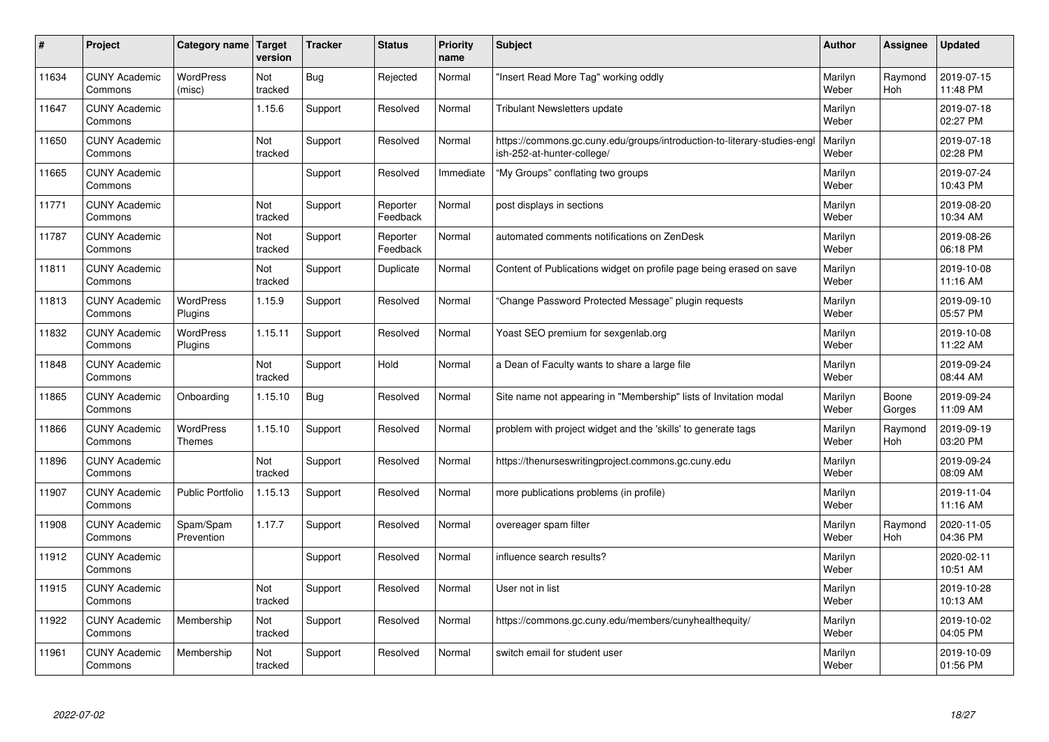| # | Project | Category name | Target version | Tracker | Status | Priority name | Subject | Author | Assignee | Updated |
|---|---|---|---|---|---|---|---|---|---|---|
| 11634 | CUNY Academic Commons | WordPress (misc) | Not tracked | Bug | Rejected | Normal | "Insert Read More Tag" working oddly | Marilyn Weber | Raymond Hoh | 2019-07-15 11:48 PM |
| 11647 | CUNY Academic Commons | | 1.15.6 | Support | Resolved | Normal | Tribulant Newsletters update | Marilyn Weber | | 2019-07-18 02:27 PM |
| 11650 | CUNY Academic Commons | | Not tracked | Support | Resolved | Normal | https://commons.gc.cuny.edu/groups/introduction-to-literary-studies-english-252-at-hunter-college/ | Marilyn Weber | | 2019-07-18 02:28 PM |
| 11665 | CUNY Academic Commons | | | Support | Resolved | Immediate | "My Groups" conflating two groups | Marilyn Weber | | 2019-07-24 10:43 PM |
| 11771 | CUNY Academic Commons | | Not tracked | Support | Reporter Feedback | Normal | post displays in sections | Marilyn Weber | | 2019-08-20 10:34 AM |
| 11787 | CUNY Academic Commons | | Not tracked | Support | Reporter Feedback | Normal | automated comments notifications on ZenDesk | Marilyn Weber | | 2019-08-26 06:18 PM |
| 11811 | CUNY Academic Commons | | Not tracked | Support | Duplicate | Normal | Content of Publications widget on profile page being erased on save | Marilyn Weber | | 2019-10-08 11:16 AM |
| 11813 | CUNY Academic Commons | WordPress Plugins | 1.15.9 | Support | Resolved | Normal | "Change Password Protected Message" plugin requests | Marilyn Weber | | 2019-09-10 05:57 PM |
| 11832 | CUNY Academic Commons | WordPress Plugins | 1.15.11 | Support | Resolved | Normal | Yoast SEO premium for sexgenlab.org | Marilyn Weber | | 2019-10-08 11:22 AM |
| 11848 | CUNY Academic Commons | | Not tracked | Support | Hold | Normal | a Dean of Faculty wants to share a large file | Marilyn Weber | | 2019-09-24 08:44 AM |
| 11865 | CUNY Academic Commons | Onboarding | 1.15.10 | Bug | Resolved | Normal | Site name not appearing in "Membership" lists of Invitation modal | Marilyn Weber | Boone Gorges | 2019-09-24 11:09 AM |
| 11866 | CUNY Academic Commons | WordPress Themes | 1.15.10 | Support | Resolved | Normal | problem with project widget and the 'skills' to generate tags | Marilyn Weber | Raymond Hoh | 2019-09-19 03:20 PM |
| 11896 | CUNY Academic Commons | | Not tracked | Support | Resolved | Normal | https://thenurseswritingproject.commons.gc.cuny.edu | Marilyn Weber | | 2019-09-24 08:09 AM |
| 11907 | CUNY Academic Commons | Public Portfolio | 1.15.13 | Support | Resolved | Normal | more publications problems (in profile) | Marilyn Weber | | 2019-11-04 11:16 AM |
| 11908 | CUNY Academic Commons | Spam/Spam Prevention | 1.17.7 | Support | Resolved | Normal | overeager spam filter | Marilyn Weber | Raymond Hoh | 2020-11-05 04:36 PM |
| 11912 | CUNY Academic Commons | | | Support | Resolved | Normal | influence search results? | Marilyn Weber | | 2020-02-11 10:51 AM |
| 11915 | CUNY Academic Commons | | Not tracked | Support | Resolved | Normal | User not in list | Marilyn Weber | | 2019-10-28 10:13 AM |
| 11922 | CUNY Academic Commons | Membership | Not tracked | Support | Resolved | Normal | https://commons.gc.cuny.edu/members/cunyhealthequity/ | Marilyn Weber | | 2019-10-02 04:05 PM |
| 11961 | CUNY Academic Commons | Membership | Not tracked | Support | Resolved | Normal | switch email for student user | Marilyn Weber | | 2019-10-09 01:56 PM |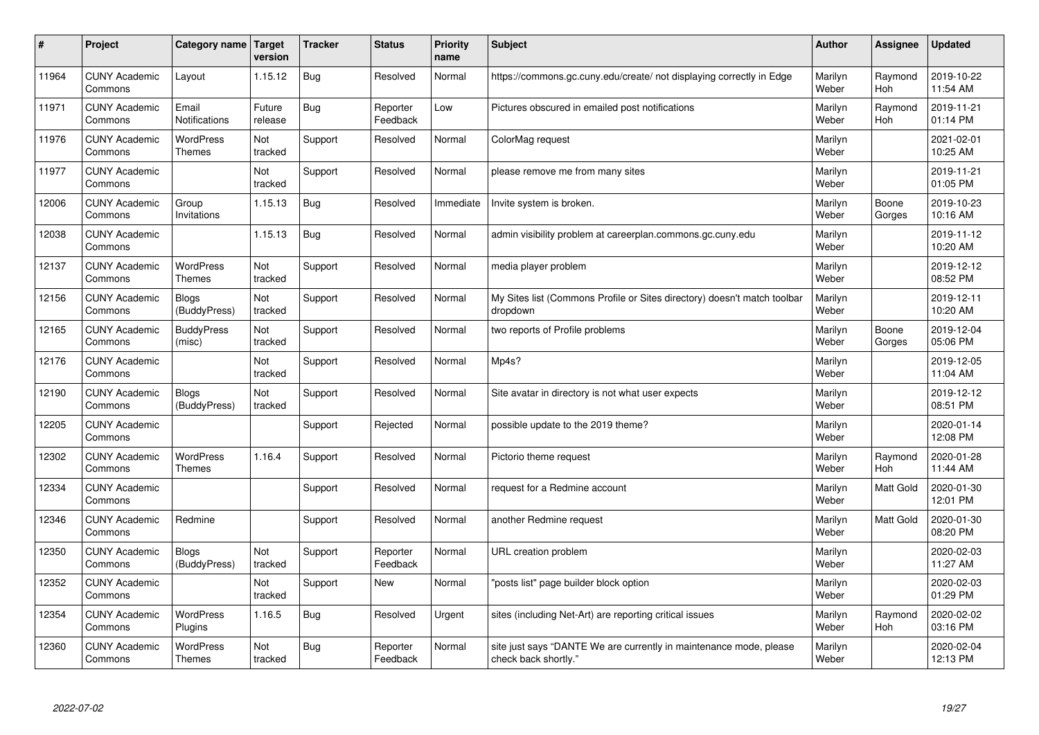| # | Project | Category name | Target version | Tracker | Status | Priority name | Subject | Author | Assignee | Updated |
|---|---|---|---|---|---|---|---|---|---|---|
| 11964 | CUNY Academic Commons | Layout | 1.15.12 | Bug | Resolved | Normal | https://commons.gc.cuny.edu/create/ not displaying correctly in Edge | Marilyn Weber | Raymond Hoh | 2019-10-22 11:54 AM |
| 11971 | CUNY Academic Commons | Email Notifications | Future release | Bug | Reporter Feedback | Low | Pictures obscured in emailed post notifications | Marilyn Weber | Raymond Hoh | 2019-11-21 01:14 PM |
| 11976 | CUNY Academic Commons | WordPress Themes | Not tracked | Support | Resolved | Normal | ColorMag request | Marilyn Weber | | 2021-02-01 10:25 AM |
| 11977 | CUNY Academic Commons | | Not tracked | Support | Resolved | Normal | please remove me from many sites | Marilyn Weber | | 2019-11-21 01:05 PM |
| 12006 | CUNY Academic Commons | Group Invitations | 1.15.13 | Bug | Resolved | Immediate | Invite system is broken. | Marilyn Weber | Boone Gorges | 2019-10-23 10:16 AM |
| 12038 | CUNY Academic Commons | | 1.15.13 | Bug | Resolved | Normal | admin visibility problem at careerplan.commons.gc.cuny.edu | Marilyn Weber | | 2019-11-12 10:20 AM |
| 12137 | CUNY Academic Commons | WordPress Themes | Not tracked | Support | Resolved | Normal | media player problem | Marilyn Weber | | 2019-12-12 08:52 PM |
| 12156 | CUNY Academic Commons | Blogs (BuddyPress) | Not tracked | Support | Resolved | Normal | My Sites list (Commons Profile or Sites directory) doesn't match toolbar dropdown | Marilyn Weber | | 2019-12-11 10:20 AM |
| 12165 | CUNY Academic Commons | BuddyPress (misc) | Not tracked | Support | Resolved | Normal | two reports of Profile problems | Marilyn Weber | Boone Gorges | 2019-12-04 05:06 PM |
| 12176 | CUNY Academic Commons | | Not tracked | Support | Resolved | Normal | Mp4s? | Marilyn Weber | | 2019-12-05 11:04 AM |
| 12190 | CUNY Academic Commons | Blogs (BuddyPress) | Not tracked | Support | Resolved | Normal | Site avatar in directory is not what user expects | Marilyn Weber | | 2019-12-12 08:51 PM |
| 12205 | CUNY Academic Commons | | | Support | Rejected | Normal | possible update to the 2019 theme? | Marilyn Weber | | 2020-01-14 12:08 PM |
| 12302 | CUNY Academic Commons | WordPress Themes | 1.16.4 | Support | Resolved | Normal | Pictorio theme request | Marilyn Weber | Raymond Hoh | 2020-01-28 11:44 AM |
| 12334 | CUNY Academic Commons | | | Support | Resolved | Normal | request for a Redmine account | Marilyn Weber | Matt Gold | 2020-01-30 12:01 PM |
| 12346 | CUNY Academic Commons | Redmine | | Support | Resolved | Normal | another Redmine request | Marilyn Weber | Matt Gold | 2020-01-30 08:20 PM |
| 12350 | CUNY Academic Commons | Blogs (BuddyPress) | Not tracked | Support | Reporter Feedback | Normal | URL creation problem | Marilyn Weber | | 2020-02-03 11:27 AM |
| 12352 | CUNY Academic Commons | | Not tracked | Support | New | Normal | "posts list" page builder block option | Marilyn Weber | | 2020-02-03 01:29 PM |
| 12354 | CUNY Academic Commons | WordPress Plugins | 1.16.5 | Bug | Resolved | Urgent | sites (including Net-Art) are reporting critical issues | Marilyn Weber | Raymond Hoh | 2020-02-02 03:16 PM |
| 12360 | CUNY Academic Commons | WordPress Themes | Not tracked | Bug | Reporter Feedback | Normal | site just says "DANTE We are currently in maintenance mode, please check back shortly." | Marilyn Weber | | 2020-02-04 12:13 PM |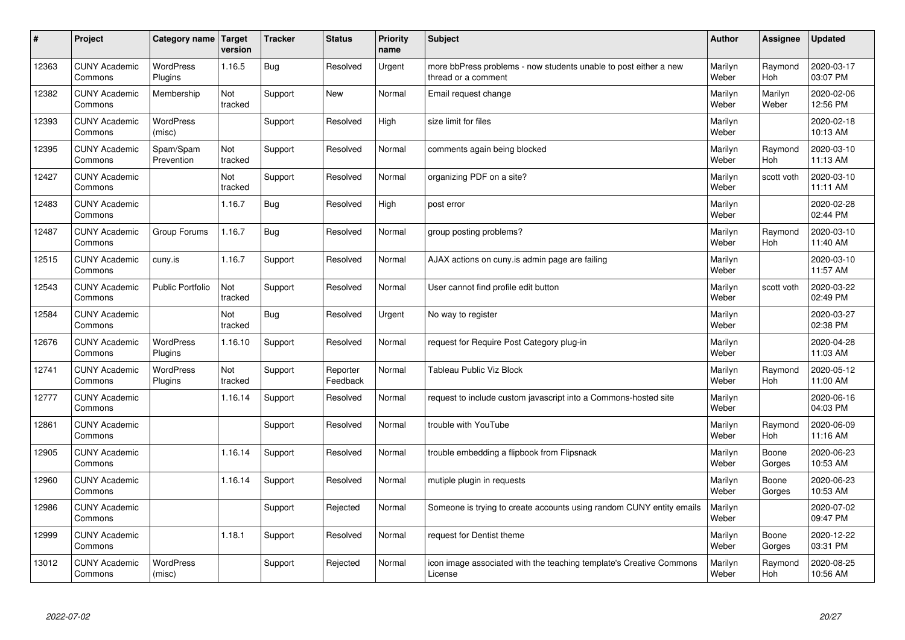| # | Project | Category name | Target version | Tracker | Status | Priority name | Subject | Author | Assignee | Updated |
|---|---|---|---|---|---|---|---|---|---|---|
| 12363 | CUNY Academic Commons | WordPress Plugins | 1.16.5 | Bug | Resolved | Urgent | more bbPress problems - now students unable to post either a new thread or a comment | Marilyn Weber | Raymond Hoh | 2020-03-17 03:07 PM |
| 12382 | CUNY Academic Commons | Membership | Not tracked | Support | New | Normal | Email request change | Marilyn Weber | Marilyn Weber | 2020-02-06 12:56 PM |
| 12393 | CUNY Academic Commons | WordPress (misc) | | Support | Resolved | High | size limit for files | Marilyn Weber | | 2020-02-18 10:13 AM |
| 12395 | CUNY Academic Commons | Spam/Spam Prevention | Not tracked | Support | Resolved | Normal | comments again being blocked | Marilyn Weber | Raymond Hoh | 2020-03-10 11:13 AM |
| 12427 | CUNY Academic Commons | | Not tracked | Support | Resolved | Normal | organizing PDF on a site? | Marilyn Weber | scott voth | 2020-03-10 11:11 AM |
| 12483 | CUNY Academic Commons | | 1.16.7 | Bug | Resolved | High | post error | Marilyn Weber | | 2020-02-28 02:44 PM |
| 12487 | CUNY Academic Commons | Group Forums | 1.16.7 | Bug | Resolved | Normal | group posting problems? | Marilyn Weber | Raymond Hoh | 2020-03-10 11:40 AM |
| 12515 | CUNY Academic Commons | cuny.is | 1.16.7 | Support | Resolved | Normal | AJAX actions on cuny.is admin page are failing | Marilyn Weber | | 2020-03-10 11:57 AM |
| 12543 | CUNY Academic Commons | Public Portfolio | Not tracked | Support | Resolved | Normal | User cannot find profile edit button | Marilyn Weber | scott voth | 2020-03-22 02:49 PM |
| 12584 | CUNY Academic Commons | | Not tracked | Bug | Resolved | Urgent | No way to register | Marilyn Weber | | 2020-03-27 02:38 PM |
| 12676 | CUNY Academic Commons | WordPress Plugins | 1.16.10 | Support | Resolved | Normal | request for Require Post Category plug-in | Marilyn Weber | | 2020-04-28 11:03 AM |
| 12741 | CUNY Academic Commons | WordPress Plugins | Not tracked | Support | Reporter Feedback | Normal | Tableau Public Viz Block | Marilyn Weber | Raymond Hoh | 2020-05-12 11:00 AM |
| 12777 | CUNY Academic Commons | | 1.16.14 | Support | Resolved | Normal | request to include custom javascript into a Commons-hosted site | Marilyn Weber | | 2020-06-16 04:03 PM |
| 12861 | CUNY Academic Commons | | | Support | Resolved | Normal | trouble with YouTube | Marilyn Weber | Raymond Hoh | 2020-06-09 11:16 AM |
| 12905 | CUNY Academic Commons | | 1.16.14 | Support | Resolved | Normal | trouble embedding a flipbook from Flipsnack | Marilyn Weber | Boone Gorges | 2020-06-23 10:53 AM |
| 12960 | CUNY Academic Commons | | 1.16.14 | Support | Resolved | Normal | mutiple plugin in requests | Marilyn Weber | Boone Gorges | 2020-06-23 10:53 AM |
| 12986 | CUNY Academic Commons | | | Support | Rejected | Normal | Someone is trying to create accounts using random CUNY entity emails | Marilyn Weber | | 2020-07-02 09:47 PM |
| 12999 | CUNY Academic Commons | | 1.18.1 | Support | Resolved | Normal | request for Dentist theme | Marilyn Weber | Boone Gorges | 2020-12-22 03:31 PM |
| 13012 | CUNY Academic Commons | WordPress (misc) | | Support | Rejected | Normal | icon image associated with the teaching template's Creative Commons License | Marilyn Weber | Raymond Hoh | 2020-08-25 10:56 AM |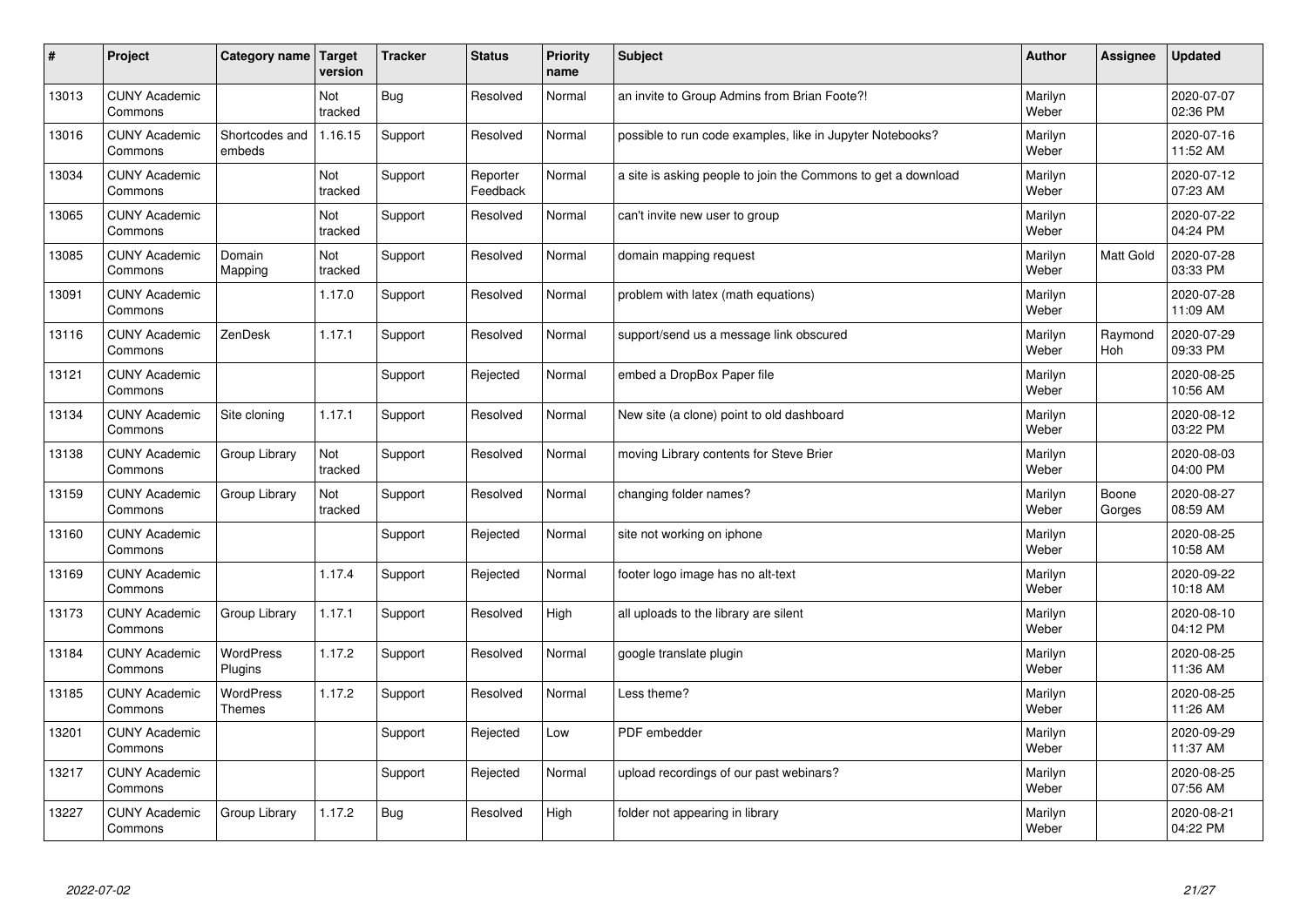| # | Project | Category name | Target version | Tracker | Status | Priority name | Subject | Author | Assignee | Updated |
|---|---|---|---|---|---|---|---|---|---|---|
| 13013 | CUNY Academic Commons | | Not tracked | Bug | Resolved | Normal | an invite to Group Admins from Brian Foote?! | Marilyn Weber | | 2020-07-07 02:36 PM |
| 13016 | CUNY Academic Commons | Shortcodes and embeds | 1.16.15 | Support | Resolved | Normal | possible to run code examples, like in Jupyter Notebooks? | Marilyn Weber | | 2020-07-16 11:52 AM |
| 13034 | CUNY Academic Commons | | Not tracked | Support | Reporter Feedback | Normal | a site is asking people to join the Commons to get a download | Marilyn Weber | | 2020-07-12 07:23 AM |
| 13065 | CUNY Academic Commons | | Not tracked | Support | Resolved | Normal | can't invite new user to group | Marilyn Weber | | 2020-07-22 04:24 PM |
| 13085 | CUNY Academic Commons | Domain Mapping | Not tracked | Support | Resolved | Normal | domain mapping request | Marilyn Weber | Matt Gold | 2020-07-28 03:33 PM |
| 13091 | CUNY Academic Commons | | 1.17.0 | Support | Resolved | Normal | problem with latex (math equations) | Marilyn Weber | | 2020-07-28 11:09 AM |
| 13116 | CUNY Academic Commons | ZenDesk | 1.17.1 | Support | Resolved | Normal | support/send us a message link obscured | Marilyn Weber | Raymond Hoh | 2020-07-29 09:33 PM |
| 13121 | CUNY Academic Commons | | | Support | Rejected | Normal | embed a DropBox Paper file | Marilyn Weber | | 2020-08-25 10:56 AM |
| 13134 | CUNY Academic Commons | Site cloning | 1.17.1 | Support | Resolved | Normal | New site (a clone) point to old dashboard | Marilyn Weber | | 2020-08-12 03:22 PM |
| 13138 | CUNY Academic Commons | Group Library | Not tracked | Support | Resolved | Normal | moving Library contents for Steve Brier | Marilyn Weber | | 2020-08-03 04:00 PM |
| 13159 | CUNY Academic Commons | Group Library | Not tracked | Support | Resolved | Normal | changing folder names? | Marilyn Weber | Boone Gorges | 2020-08-27 08:59 AM |
| 13160 | CUNY Academic Commons | | | Support | Rejected | Normal | site not working on iphone | Marilyn Weber | | 2020-08-25 10:58 AM |
| 13169 | CUNY Academic Commons | | 1.17.4 | Support | Rejected | Normal | footer logo image has no alt-text | Marilyn Weber | | 2020-09-22 10:18 AM |
| 13173 | CUNY Academic Commons | Group Library | 1.17.1 | Support | Resolved | High | all uploads to the library are silent | Marilyn Weber | | 2020-08-10 04:12 PM |
| 13184 | CUNY Academic Commons | WordPress Plugins | 1.17.2 | Support | Resolved | Normal | google translate plugin | Marilyn Weber | | 2020-08-25 11:36 AM |
| 13185 | CUNY Academic Commons | WordPress Themes | 1.17.2 | Support | Resolved | Normal | Less theme? | Marilyn Weber | | 2020-08-25 11:26 AM |
| 13201 | CUNY Academic Commons | | | Support | Rejected | Low | PDF embedder | Marilyn Weber | | 2020-09-29 11:37 AM |
| 13217 | CUNY Academic Commons | | | Support | Rejected | Normal | upload recordings of our past webinars? | Marilyn Weber | | 2020-08-25 07:56 AM |
| 13227 | CUNY Academic Commons | Group Library | 1.17.2 | Bug | Resolved | High | folder not appearing in library | Marilyn Weber | | 2020-08-21 04:22 PM |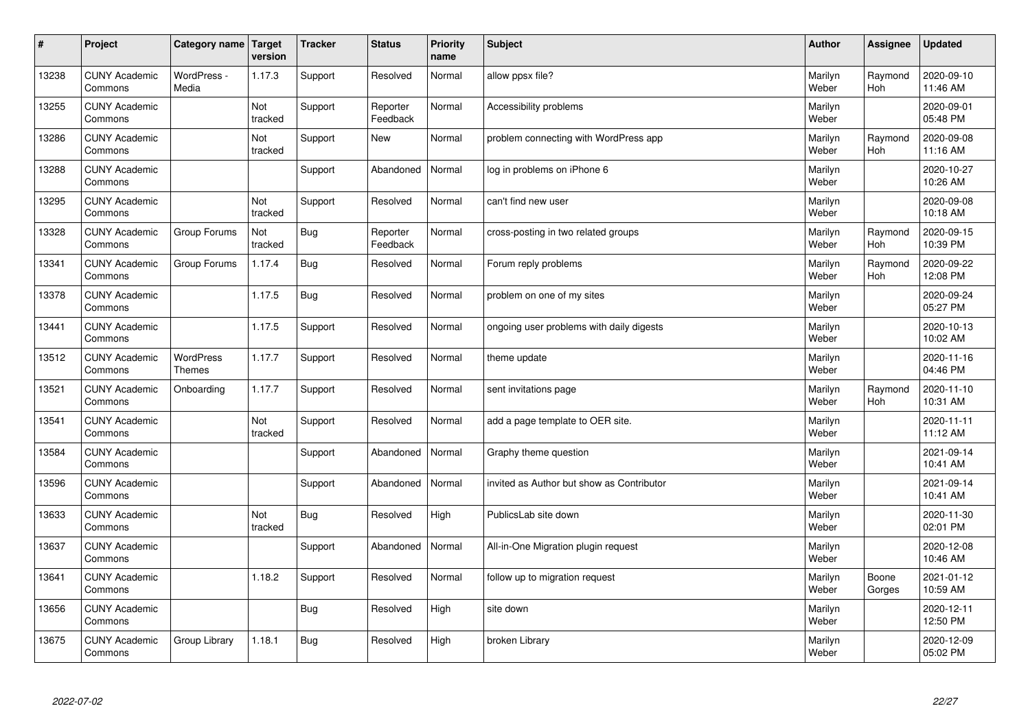| # | Project | Category name | Target version | Tracker | Status | Priority name | Subject | Author | Assignee | Updated |
|---|---|---|---|---|---|---|---|---|---|---|
| 13238 | CUNY Academic Commons | WordPress - Media | 1.17.3 | Support | Resolved | Normal | allow ppsx file? | Marilyn Weber | Raymond Hoh | 2020-09-10 11:46 AM |
| 13255 | CUNY Academic Commons | | Not tracked | Support | Reporter Feedback | Normal | Accessibility problems | Marilyn Weber | | 2020-09-01 05:48 PM |
| 13286 | CUNY Academic Commons | | Not tracked | Support | New | Normal | problem connecting with WordPress app | Marilyn Weber | Raymond Hoh | 2020-09-08 11:16 AM |
| 13288 | CUNY Academic Commons | | | Support | Abandoned | Normal | log in problems on iPhone 6 | Marilyn Weber | | 2020-10-27 10:26 AM |
| 13295 | CUNY Academic Commons | | Not tracked | Support | Resolved | Normal | can't find new user | Marilyn Weber | | 2020-09-08 10:18 AM |
| 13328 | CUNY Academic Commons | Group Forums | Not tracked | Bug | Reporter Feedback | Normal | cross-posting in two related groups | Marilyn Weber | Raymond Hoh | 2020-09-15 10:39 PM |
| 13341 | CUNY Academic Commons | Group Forums | 1.17.4 | Bug | Resolved | Normal | Forum reply problems | Marilyn Weber | Raymond Hoh | 2020-09-22 12:08 PM |
| 13378 | CUNY Academic Commons | | 1.17.5 | Bug | Resolved | Normal | problem on one of my sites | Marilyn Weber | | 2020-09-24 05:27 PM |
| 13441 | CUNY Academic Commons | | 1.17.5 | Support | Resolved | Normal | ongoing user problems with daily digests | Marilyn Weber | | 2020-10-13 10:02 AM |
| 13512 | CUNY Academic Commons | WordPress Themes | 1.17.7 | Support | Resolved | Normal | theme update | Marilyn Weber | | 2020-11-16 04:46 PM |
| 13521 | CUNY Academic Commons | Onboarding | 1.17.7 | Support | Resolved | Normal | sent invitations page | Marilyn Weber | Raymond Hoh | 2020-11-10 10:31 AM |
| 13541 | CUNY Academic Commons | | Not tracked | Support | Resolved | Normal | add a page template to OER site. | Marilyn Weber | | 2020-11-11 11:12 AM |
| 13584 | CUNY Academic Commons | | | Support | Abandoned | Normal | Graphy theme question | Marilyn Weber | | 2021-09-14 10:41 AM |
| 13596 | CUNY Academic Commons | | | Support | Abandoned | Normal | invited as Author but show as Contributor | Marilyn Weber | | 2021-09-14 10:41 AM |
| 13633 | CUNY Academic Commons | | Not tracked | Bug | Resolved | High | PublicsLab site down | Marilyn Weber | | 2020-11-30 02:01 PM |
| 13637 | CUNY Academic Commons | | | Support | Abandoned | Normal | All-in-One Migration plugin request | Marilyn Weber | | 2020-12-08 10:46 AM |
| 13641 | CUNY Academic Commons | | 1.18.2 | Support | Resolved | Normal | follow up to migration request | Marilyn Weber | Boone Gorges | 2021-01-12 10:59 AM |
| 13656 | CUNY Academic Commons | | | Bug | Resolved | High | site down | Marilyn Weber | | 2020-12-11 12:50 PM |
| 13675 | CUNY Academic Commons | Group Library | 1.18.1 | Bug | Resolved | High | broken Library | Marilyn Weber | | 2020-12-09 05:02 PM |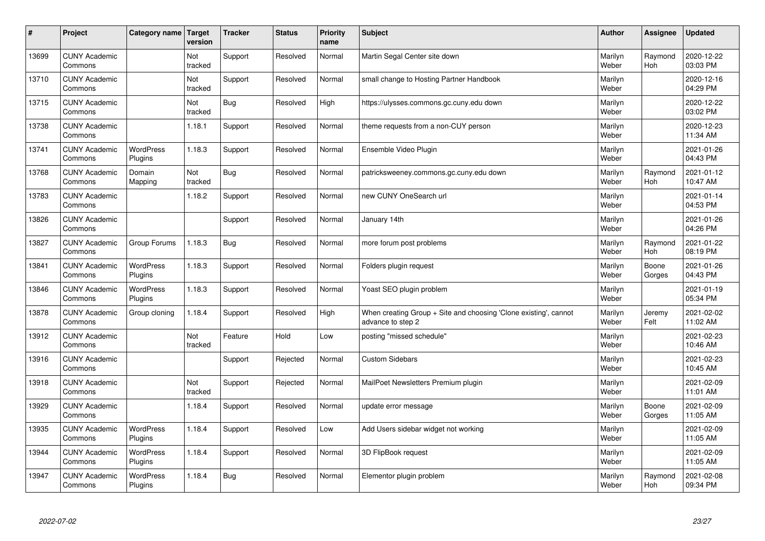| # | Project | Category name | Target version | Tracker | Status | Priority name | Subject | Author | Assignee | Updated |
|---|---|---|---|---|---|---|---|---|---|---|
| 13699 | CUNY Academic Commons | | Not tracked | Support | Resolved | Normal | Martin Segal Center site down | Marilyn Weber | Raymond Hoh | 2020-12-22 03:03 PM |
| 13710 | CUNY Academic Commons | | Not tracked | Support | Resolved | Normal | small change to Hosting Partner Handbook | Marilyn Weber | | 2020-12-16 04:29 PM |
| 13715 | CUNY Academic Commons | | Not tracked | Bug | Resolved | High | https://ulysses.commons.gc.cuny.edu down | Marilyn Weber | | 2020-12-22 03:02 PM |
| 13738 | CUNY Academic Commons | | 1.18.1 | Support | Resolved | Normal | theme requests from a non-CUY person | Marilyn Weber | | 2020-12-23 11:34 AM |
| 13741 | CUNY Academic Commons | WordPress Plugins | 1.18.3 | Support | Resolved | Normal | Ensemble Video Plugin | Marilyn Weber | | 2021-01-26 04:43 PM |
| 13768 | CUNY Academic Commons | Domain Mapping | Not tracked | Bug | Resolved | Normal | patricksweeney.commons.gc.cuny.edu down | Marilyn Weber | Raymond Hoh | 2021-01-12 10:47 AM |
| 13783 | CUNY Academic Commons | | 1.18.2 | Support | Resolved | Normal | new CUNY OneSearch url | Marilyn Weber | | 2021-01-14 04:53 PM |
| 13826 | CUNY Academic Commons | | | Support | Resolved | Normal | January 14th | Marilyn Weber | | 2021-01-26 04:26 PM |
| 13827 | CUNY Academic Commons | Group Forums | 1.18.3 | Bug | Resolved | Normal | more forum post problems | Marilyn Weber | Raymond Hoh | 2021-01-22 08:19 PM |
| 13841 | CUNY Academic Commons | WordPress Plugins | 1.18.3 | Support | Resolved | Normal | Folders plugin request | Marilyn Weber | Boone Gorges | 2021-01-26 04:43 PM |
| 13846 | CUNY Academic Commons | WordPress Plugins | 1.18.3 | Support | Resolved | Normal | Yoast SEO plugin problem | Marilyn Weber | | 2021-01-19 05:34 PM |
| 13878 | CUNY Academic Commons | Group cloning | 1.18.4 | Support | Resolved | High | When creating Group + Site and choosing 'Clone existing', cannot advance to step 2 | Marilyn Weber | Jeremy Felt | 2021-02-02 11:02 AM |
| 13912 | CUNY Academic Commons | | Not tracked | Feature | Hold | Low | posting "missed schedule" | Marilyn Weber | | 2021-02-23 10:46 AM |
| 13916 | CUNY Academic Commons | | | Support | Rejected | Normal | Custom Sidebars | Marilyn Weber | | 2021-02-23 10:45 AM |
| 13918 | CUNY Academic Commons | | Not tracked | Support | Rejected | Normal | MailPoet Newsletters Premium plugin | Marilyn Weber | | 2021-02-09 11:01 AM |
| 13929 | CUNY Academic Commons | | 1.18.4 | Support | Resolved | Normal | update error message | Marilyn Weber | Boone Gorges | 2021-02-09 11:05 AM |
| 13935 | CUNY Academic Commons | WordPress Plugins | 1.18.4 | Support | Resolved | Low | Add Users sidebar widget not working | Marilyn Weber | | 2021-02-09 11:05 AM |
| 13944 | CUNY Academic Commons | WordPress Plugins | 1.18.4 | Support | Resolved | Normal | 3D FlipBook request | Marilyn Weber | | 2021-02-09 11:05 AM |
| 13947 | CUNY Academic Commons | WordPress Plugins | 1.18.4 | Bug | Resolved | Normal | Elementor plugin problem | Marilyn Weber | Raymond Hoh | 2021-02-08 09:34 PM |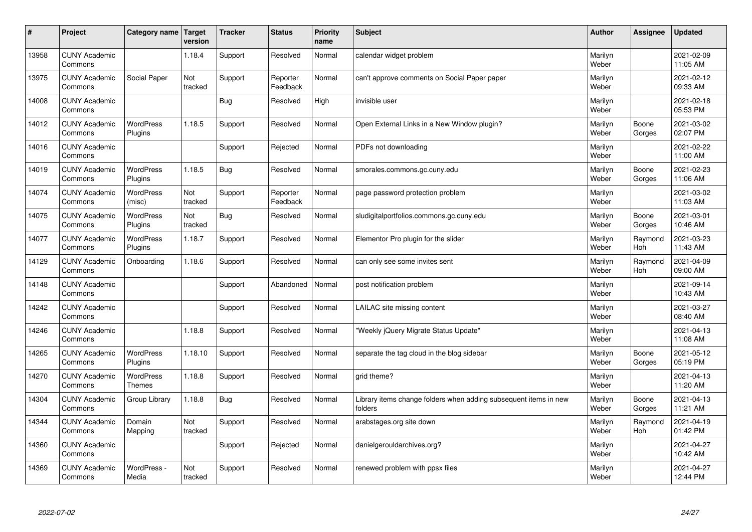| # | Project | Category name | Target version | Tracker | Status | Priority name | Subject | Author | Assignee | Updated |
|---|---|---|---|---|---|---|---|---|---|---|
| 13958 | CUNY Academic Commons | | 1.18.4 | Support | Resolved | Normal | calendar widget problem | Marilyn Weber | | 2021-02-09 11:05 AM |
| 13975 | CUNY Academic Commons | Social Paper | Not tracked | Support | Reporter Feedback | Normal | can't approve comments on Social Paper paper | Marilyn Weber | | 2021-02-12 09:33 AM |
| 14008 | CUNY Academic Commons | | | Bug | Resolved | High | invisible user | Marilyn Weber | | 2021-02-18 05:53 PM |
| 14012 | CUNY Academic Commons | WordPress Plugins | 1.18.5 | Support | Resolved | Normal | Open External Links in a New Window plugin? | Marilyn Weber | Boone Gorges | 2021-03-02 02:07 PM |
| 14016 | CUNY Academic Commons | | | Support | Rejected | Normal | PDFs not downloading | Marilyn Weber | | 2021-02-22 11:00 AM |
| 14019 | CUNY Academic Commons | WordPress Plugins | 1.18.5 | Bug | Resolved | Normal | smorales.commons.gc.cuny.edu | Marilyn Weber | Boone Gorges | 2021-02-23 11:06 AM |
| 14074 | CUNY Academic Commons | WordPress (misc) | Not tracked | Support | Reporter Feedback | Normal | page password protection problem | Marilyn Weber | | 2021-03-02 11:03 AM |
| 14075 | CUNY Academic Commons | WordPress Plugins | Not tracked | Bug | Resolved | Normal | sludigitalportfolios.commons.gc.cuny.edu | Marilyn Weber | Boone Gorges | 2021-03-01 10:46 AM |
| 14077 | CUNY Academic Commons | WordPress Plugins | 1.18.7 | Support | Resolved | Normal | Elementor Pro plugin for the slider | Marilyn Weber | Raymond Hoh | 2021-03-23 11:43 AM |
| 14129 | CUNY Academic Commons | Onboarding | 1.18.6 | Support | Resolved | Normal | can only see some invites sent | Marilyn Weber | Raymond Hoh | 2021-04-09 09:00 AM |
| 14148 | CUNY Academic Commons | | | Support | Abandoned | Normal | post notification problem | Marilyn Weber | | 2021-09-14 10:43 AM |
| 14242 | CUNY Academic Commons | | | Support | Resolved | Normal | LAILAC site missing content | Marilyn Weber | | 2021-03-27 08:40 AM |
| 14246 | CUNY Academic Commons | | 1.18.8 | Support | Resolved | Normal | "Weekly jQuery Migrate Status Update" | Marilyn Weber | | 2021-04-13 11:08 AM |
| 14265 | CUNY Academic Commons | WordPress Plugins | 1.18.10 | Support | Resolved | Normal | separate the tag cloud in the blog sidebar | Marilyn Weber | Boone Gorges | 2021-05-12 05:19 PM |
| 14270 | CUNY Academic Commons | WordPress Themes | 1.18.8 | Support | Resolved | Normal | grid theme? | Marilyn Weber | | 2021-04-13 11:20 AM |
| 14304 | CUNY Academic Commons | Group Library | 1.18.8 | Bug | Resolved | Normal | Library items change folders when adding subsequent items in new folders | Marilyn Weber | Boone Gorges | 2021-04-13 11:21 AM |
| 14344 | CUNY Academic Commons | Domain Mapping | Not tracked | Support | Resolved | Normal | arabstages.org site down | Marilyn Weber | Raymond Hoh | 2021-04-19 01:42 PM |
| 14360 | CUNY Academic Commons | | | Support | Rejected | Normal | danielgerouldarchives.org? | Marilyn Weber | | 2021-04-27 10:42 AM |
| 14369 | CUNY Academic Commons | WordPress - Media | Not tracked | Support | Resolved | Normal | renewed problem with ppsx files | Marilyn Weber | | 2021-04-27 12:44 PM |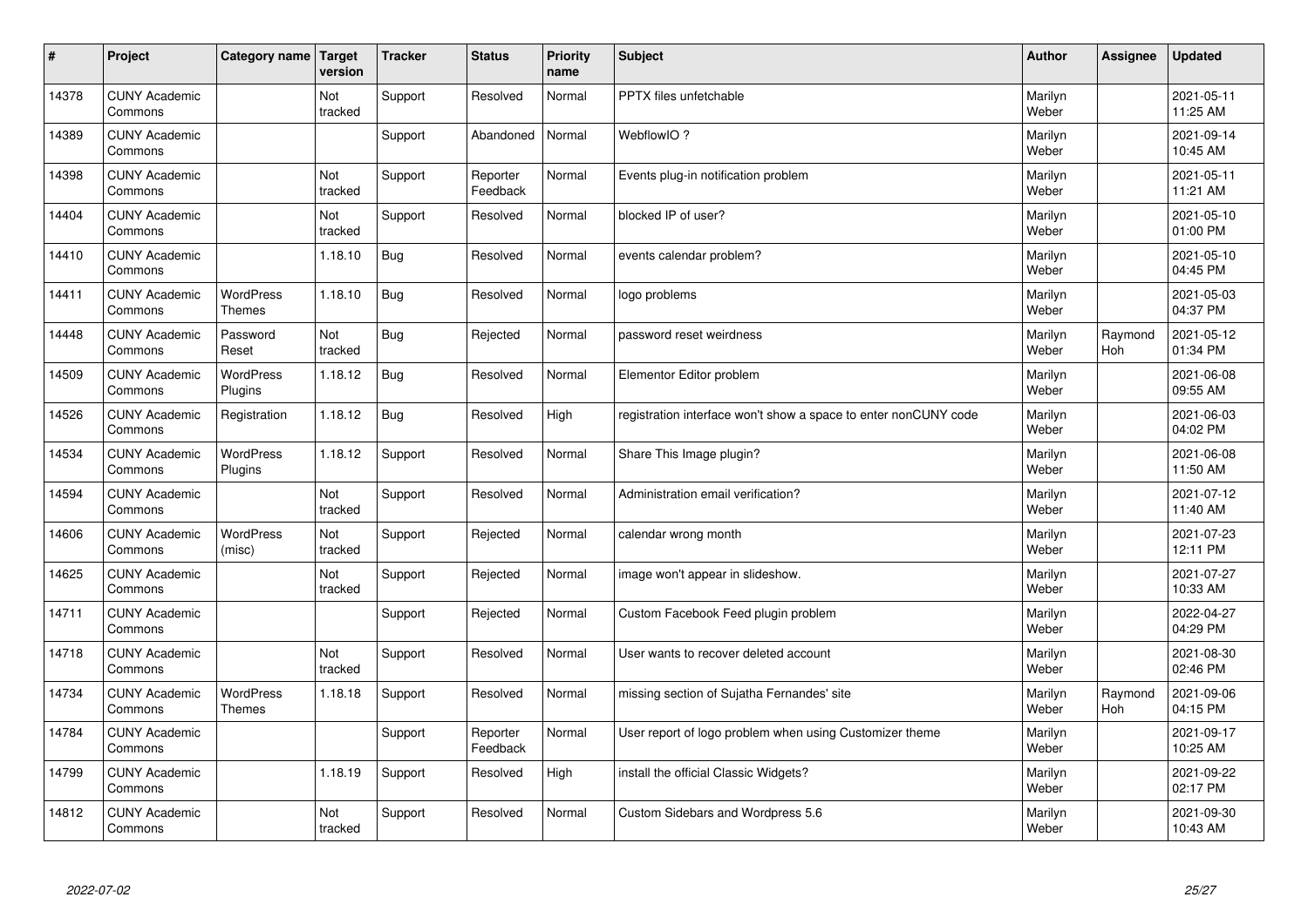| # | Project | Category name | Target version | Tracker | Status | Priority name | Subject | Author | Assignee | Updated |
|---|---|---|---|---|---|---|---|---|---|---|
| 14378 | CUNY Academic Commons | | Not tracked | Support | Resolved | Normal | PPTX files unfetchable | Marilyn Weber | | 2021-05-11 11:25 AM |
| 14389 | CUNY Academic Commons | | | Support | Abandoned | Normal | WebflowIO ? | Marilyn Weber | | 2021-09-14 10:45 AM |
| 14398 | CUNY Academic Commons | | Not tracked | Support | Reporter Feedback | Normal | Events plug-in notification problem | Marilyn Weber | | 2021-05-11 11:21 AM |
| 14404 | CUNY Academic Commons | | Not tracked | Support | Resolved | Normal | blocked IP of user? | Marilyn Weber | | 2021-05-10 01:00 PM |
| 14410 | CUNY Academic Commons | | 1.18.10 | Bug | Resolved | Normal | events calendar problem? | Marilyn Weber | | 2021-05-10 04:45 PM |
| 14411 | CUNY Academic Commons | WordPress Themes | 1.18.10 | Bug | Resolved | Normal | logo problems | Marilyn Weber | | 2021-05-03 04:37 PM |
| 14448 | CUNY Academic Commons | Password Reset | Not tracked | Bug | Rejected | Normal | password reset weirdness | Marilyn Weber | Raymond Hoh | 2021-05-12 01:34 PM |
| 14509 | CUNY Academic Commons | WordPress Plugins | 1.18.12 | Bug | Resolved | Normal | Elementor Editor problem | Marilyn Weber | | 2021-06-08 09:55 AM |
| 14526 | CUNY Academic Commons | Registration | 1.18.12 | Bug | Resolved | High | registration interface won't show a space to enter nonCUNY code | Marilyn Weber | | 2021-06-03 04:02 PM |
| 14534 | CUNY Academic Commons | WordPress Plugins | 1.18.12 | Support | Resolved | Normal | Share This Image plugin? | Marilyn Weber | | 2021-06-08 11:50 AM |
| 14594 | CUNY Academic Commons | | Not tracked | Support | Resolved | Normal | Administration email verification? | Marilyn Weber | | 2021-07-12 11:40 AM |
| 14606 | CUNY Academic Commons | WordPress (misc) | Not tracked | Support | Rejected | Normal | calendar wrong month | Marilyn Weber | | 2021-07-23 12:11 PM |
| 14625 | CUNY Academic Commons | | Not tracked | Support | Rejected | Normal | image won't appear in slideshow. | Marilyn Weber | | 2021-07-27 10:33 AM |
| 14711 | CUNY Academic Commons | | | Support | Rejected | Normal | Custom Facebook Feed plugin problem | Marilyn Weber | | 2022-04-27 04:29 PM |
| 14718 | CUNY Academic Commons | | Not tracked | Support | Resolved | Normal | User wants to recover deleted account | Marilyn Weber | | 2021-08-30 02:46 PM |
| 14734 | CUNY Academic Commons | WordPress Themes | 1.18.18 | Support | Resolved | Normal | missing section of Sujatha Fernandes' site | Marilyn Weber | Raymond Hoh | 2021-09-06 04:15 PM |
| 14784 | CUNY Academic Commons | | | Support | Reporter Feedback | Normal | User report of logo problem when using Customizer theme | Marilyn Weber | | 2021-09-17 10:25 AM |
| 14799 | CUNY Academic Commons | | 1.18.19 | Support | Resolved | High | install the official Classic Widgets? | Marilyn Weber | | 2021-09-22 02:17 PM |
| 14812 | CUNY Academic Commons | | Not tracked | Support | Resolved | Normal | Custom Sidebars and Wordpress 5.6 | Marilyn Weber | | 2021-09-30 10:43 AM |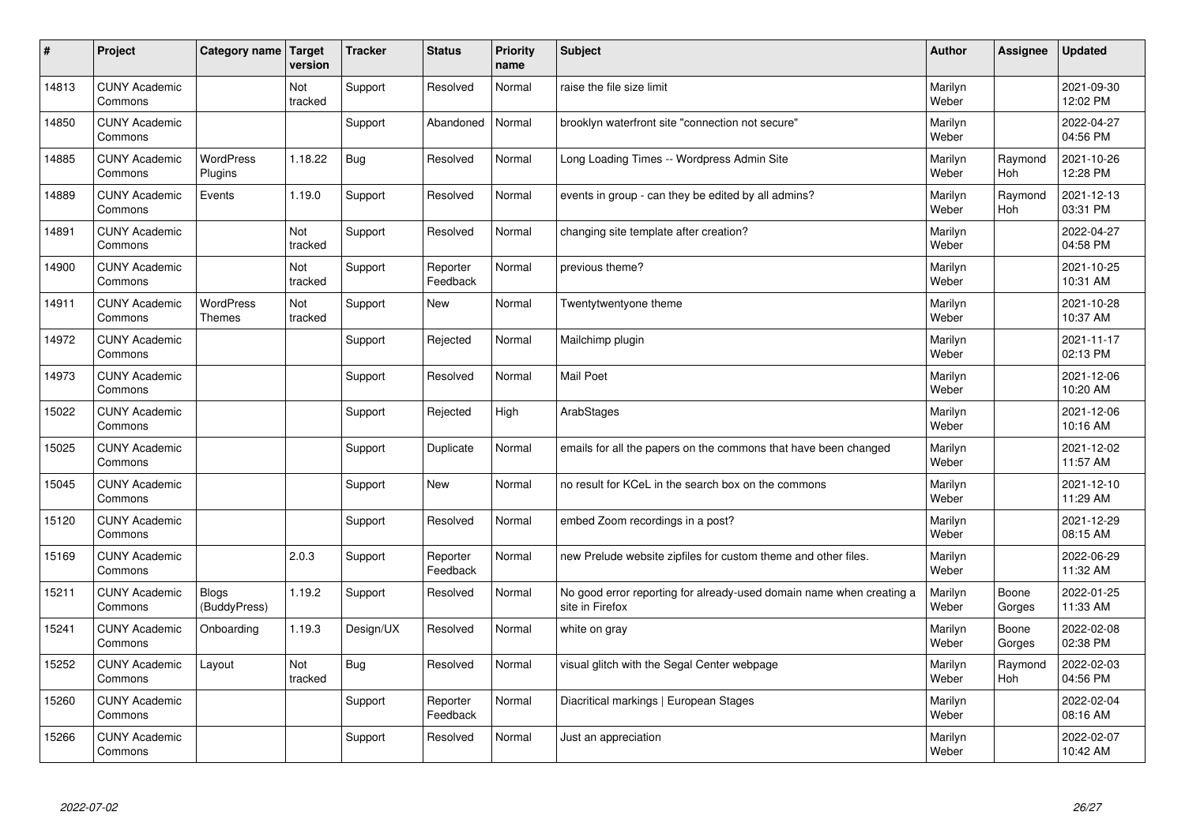| # | Project | Category name | Target version | Tracker | Status | Priority name | Subject | Author | Assignee | Updated |
|---|---|---|---|---|---|---|---|---|---|---|
| 14813 | CUNY Academic Commons | | Not tracked | Support | Resolved | Normal | raise the file size limit | Marilyn Weber | | 2021-09-30 12:02 PM |
| 14850 | CUNY Academic Commons | | | Support | Abandoned | Normal | brooklyn waterfront site "connection not secure" | Marilyn Weber | | 2022-04-27 04:56 PM |
| 14885 | CUNY Academic Commons | WordPress Plugins | 1.18.22 | Bug | Resolved | Normal | Long Loading Times -- Wordpress Admin Site | Marilyn Weber | Raymond Hoh | 2021-10-26 12:28 PM |
| 14889 | CUNY Academic Commons | Events | 1.19.0 | Support | Resolved | Normal | events in group - can they be edited by all admins? | Marilyn Weber | Raymond Hoh | 2021-12-13 03:31 PM |
| 14891 | CUNY Academic Commons | | Not tracked | Support | Resolved | Normal | changing site template after creation? | Marilyn Weber | | 2022-04-27 04:58 PM |
| 14900 | CUNY Academic Commons | | Not tracked | Support | Reporter Feedback | Normal | previous theme? | Marilyn Weber | | 2021-10-25 10:31 AM |
| 14911 | CUNY Academic Commons | WordPress Themes | Not tracked | Support | New | Normal | Twentytwentyone theme | Marilyn Weber | | 2021-10-28 10:37 AM |
| 14972 | CUNY Academic Commons | | | Support | Rejected | Normal | Mailchimp plugin | Marilyn Weber | | 2021-11-17 02:13 PM |
| 14973 | CUNY Academic Commons | | | Support | Resolved | Normal | Mail Poet | Marilyn Weber | | 2021-12-06 10:20 AM |
| 15022 | CUNY Academic Commons | | | Support | Rejected | High | ArabStages | Marilyn Weber | | 2021-12-06 10:16 AM |
| 15025 | CUNY Academic Commons | | | Support | Duplicate | Normal | emails for all the papers on the commons that have been changed | Marilyn Weber | | 2021-12-02 11:57 AM |
| 15045 | CUNY Academic Commons | | | Support | New | Normal | no result for KCeL in the search box on the commons | Marilyn Weber | | 2021-12-10 11:29 AM |
| 15120 | CUNY Academic Commons | | | Support | Resolved | Normal | embed Zoom recordings in a post? | Marilyn Weber | | 2021-12-29 08:15 AM |
| 15169 | CUNY Academic Commons | | 2.0.3 | Support | Reporter Feedback | Normal | new Prelude website zipfiles for custom theme and other files. | Marilyn Weber | | 2022-06-29 11:32 AM |
| 15211 | CUNY Academic Commons | Blogs (BuddyPress) | 1.19.2 | Support | Resolved | Normal | No good error reporting for already-used domain name when creating a site in Firefox | Marilyn Weber | Boone Gorges | 2022-01-25 11:33 AM |
| 15241 | CUNY Academic Commons | Onboarding | 1.19.3 | Design/UX | Resolved | Normal | white on gray | Marilyn Weber | Boone Gorges | 2022-02-08 02:38 PM |
| 15252 | CUNY Academic Commons | Layout | Not tracked | Bug | Resolved | Normal | visual glitch with the Segal Center webpage | Marilyn Weber | Raymond Hoh | 2022-02-03 04:56 PM |
| 15260 | CUNY Academic Commons | | | Support | Reporter Feedback | Normal | Diacritical markings \| European Stages | Marilyn Weber | | 2022-02-04 08:16 AM |
| 15266 | CUNY Academic Commons | | | Support | Resolved | Normal | Just an appreciation | Marilyn Weber | | 2022-02-07 10:42 AM |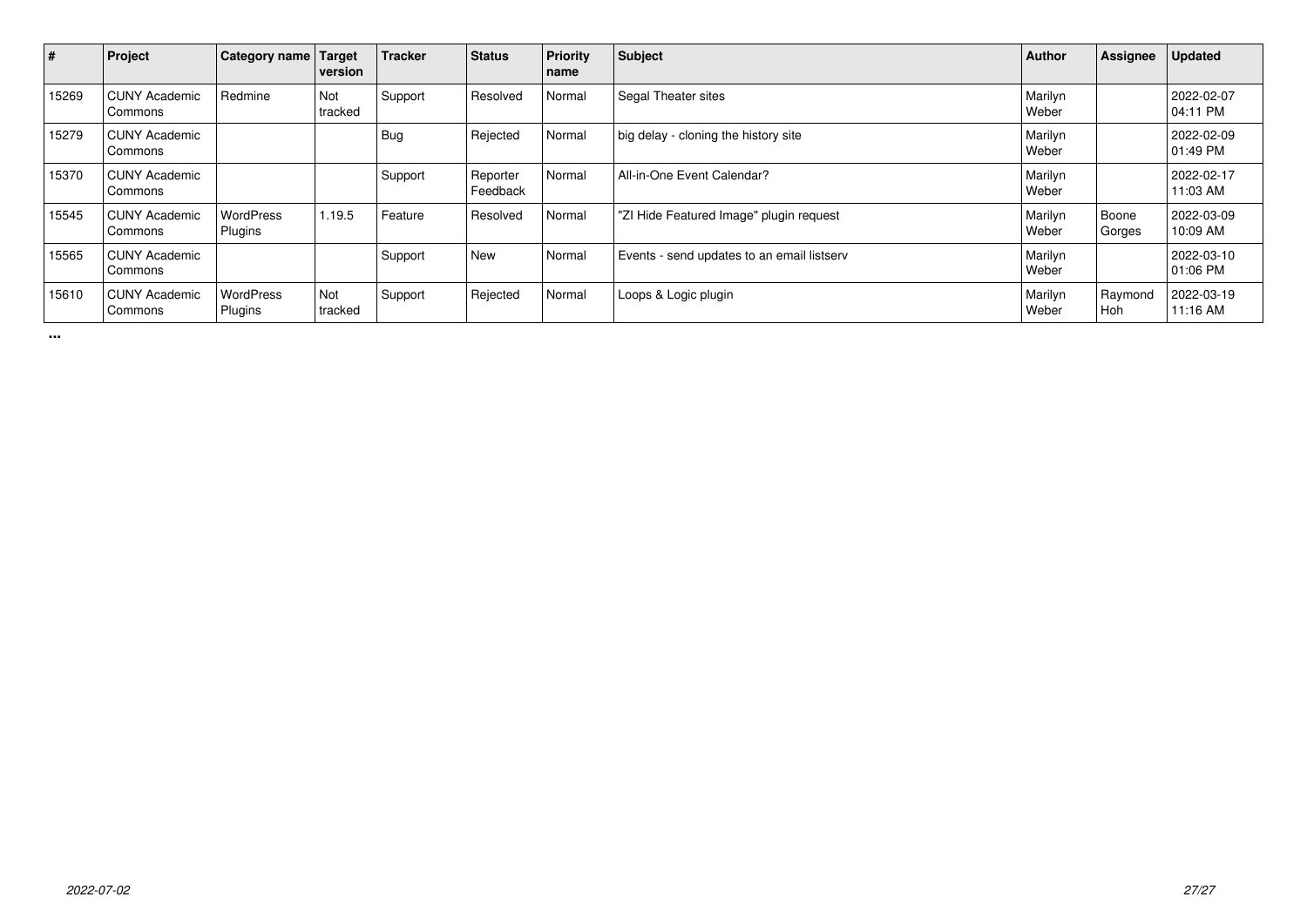| # | Project | Category name | Target version | Tracker | Status | Priority name | Subject | Author | Assignee | Updated |
|---|---|---|---|---|---|---|---|---|---|---|
| 15269 | CUNY Academic Commons | Redmine | Not tracked | Support | Resolved | Normal | Segal Theater sites | Marilyn Weber | | 2022-02-07 04:11 PM |
| 15279 | CUNY Academic Commons | | | Bug | Rejected | Normal | big delay - cloning the history site | Marilyn Weber | | 2022-02-09 01:49 PM |
| 15370 | CUNY Academic Commons | | | Support | Reporter Feedback | Normal | All-in-One Event Calendar? | Marilyn Weber | | 2022-02-17 11:03 AM |
| 15545 | CUNY Academic Commons | WordPress Plugins | 1.19.5 | Feature | Resolved | Normal | "ZI Hide Featured Image" plugin request | Marilyn Weber | Boone Gorges | 2022-03-09 10:09 AM |
| 15565 | CUNY Academic Commons | | | Support | New | Normal | Events - send updates to an email listserv | Marilyn Weber | | 2022-03-10 01:06 PM |
| 15610 | CUNY Academic Commons | WordPress Plugins | Not tracked | Support | Rejected | Normal | Loops & Logic plugin | Marilyn Weber | Raymond Hoh | 2022-03-19 11:16 AM |

...